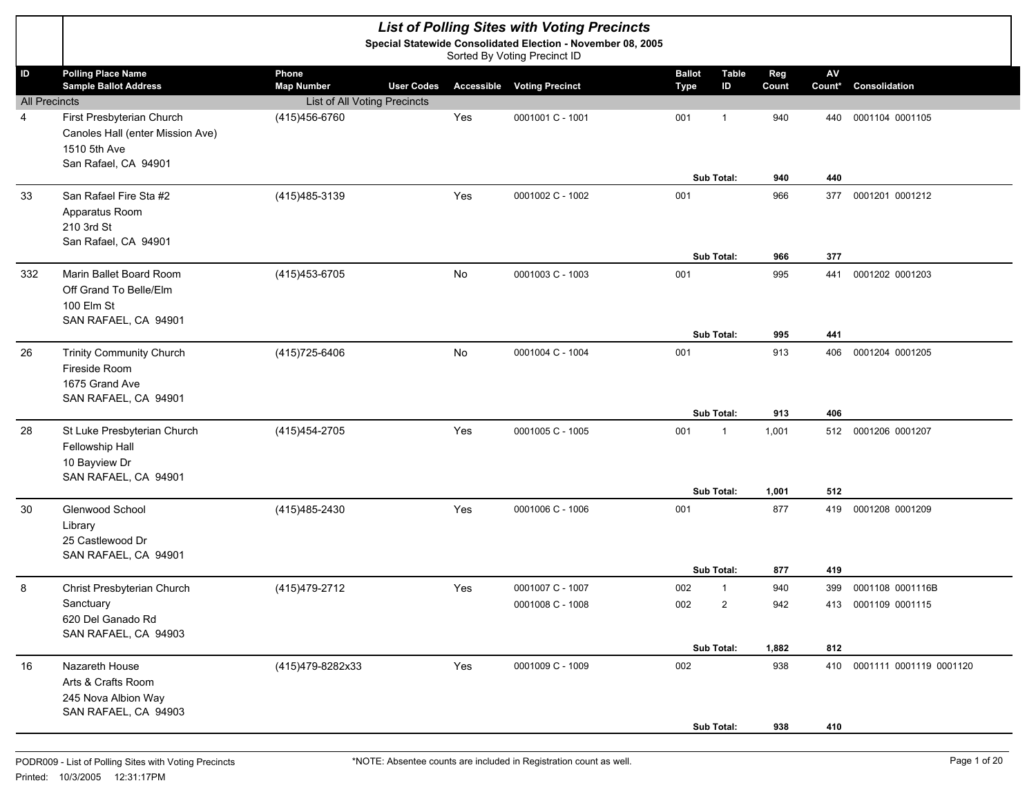# *List of Polling Sites with Voting Precincts*

**Special Statewide Consolidated Election - November 08, 2005**

Sorted By Voting Precinct ID

| ID | Polling Place Name / Sample Ballot Address | Phone / Map Number | User Codes | Accessible | Voting Precinct | Ballot Type | Table ID | Reg Count | AV Count* | Consolidation |
|---|---|---|---|---|---|---|---|---|---|---|
| All Precincts | | List of All Voting Precincts | | | | | | | | |
| 4 | First Presbyterian Church<br>Canoles Hall (enter Mission Ave)<br>1510 5th Ave<br>San Rafael, CA 94901 | (415)456-6760 | | Yes | 0001001 C - 1001 | 001 | 1 | 940 | 440 | 0001104 0001105 |
| | | | | | | | **Sub Total:** | **940** | **440** | |
| 33 | San Rafael Fire Sta #2<br>Apparatus Room<br>210 3rd St<br>San Rafael, CA 94901 | (415)485-3139 | | Yes | 0001002 C - 1002 | 001 | | 966 | 377 | 0001201 0001212 |
| | | | | | | | **Sub Total:** | **966** | **377** | |
| 332 | Marin Ballet Board Room<br>Off Grand To Belle/Elm<br>100 Elm St<br>SAN RAFAEL, CA 94901 | (415)453-6705 | | No | 0001003 C - 1003 | 001 | | 995 | 441 | 0001202 0001203 |
| | | | | | | | **Sub Total:** | **995** | **441** | |
| 26 | Trinity Community Church<br>Fireside Room<br>1675 Grand Ave<br>SAN RAFAEL, CA 94901 | (415)725-6406 | | No | 0001004 C - 1004 | 001 | | 913 | 406 | 0001204 0001205 |
| | | | | | | | **Sub Total:** | **913** | **406** | |
| 28 | St Luke Presbyterian Church<br>Fellowship Hall<br>10 Bayview Dr<br>SAN RAFAEL, CA 94901 | (415)454-2705 | | Yes | 0001005 C - 1005 | 001 | 1 | 1,001 | 512 | 0001206 0001207 |
| | | | | | | | **Sub Total:** | **1,001** | **512** | |
| 30 | Glenwood School<br>Library<br>25 Castlewood Dr<br>SAN RAFAEL, CA 94901 | (415)485-2430 | | Yes | 0001006 C - 1006 | 001 | | 877 | 419 | 0001208 0001209 |
| | | | | | | | **Sub Total:** | **877** | **419** | |
| 8 | Christ Presbyterian Church<br>Sanctuary<br>620 Del Ganado Rd<br>SAN RAFAEL, CA 94903 | (415)479-2712 | | Yes | 0001007 C - 1007 | 002 | 1 | 940 | 399 | 0001108 0001116B |
| | | | | | 0001008 C - 1008 | 002 | 2 | 942 | 413 | 0001109 0001115 |
| | | | | | | | **Sub Total:** | **1,882** | **812** | |
| 16 | Nazareth House<br>Arts & Crafts Room<br>245 Nova Albion Way<br>SAN RAFAEL, CA 94903 | (415)479-8282x33 | | Yes | 0001009 C - 1009 | 002 | | 938 | 410 | 0001111 0001119 0001120 |
| | | | | | | | **Sub Total:** | **938** | **410** | |

PODR009 - List of Polling Sites with Voting Precincts

Printed: 10/3/2005 12:31:17PM

*NOTE: Absentee counts are included in Registration count as well.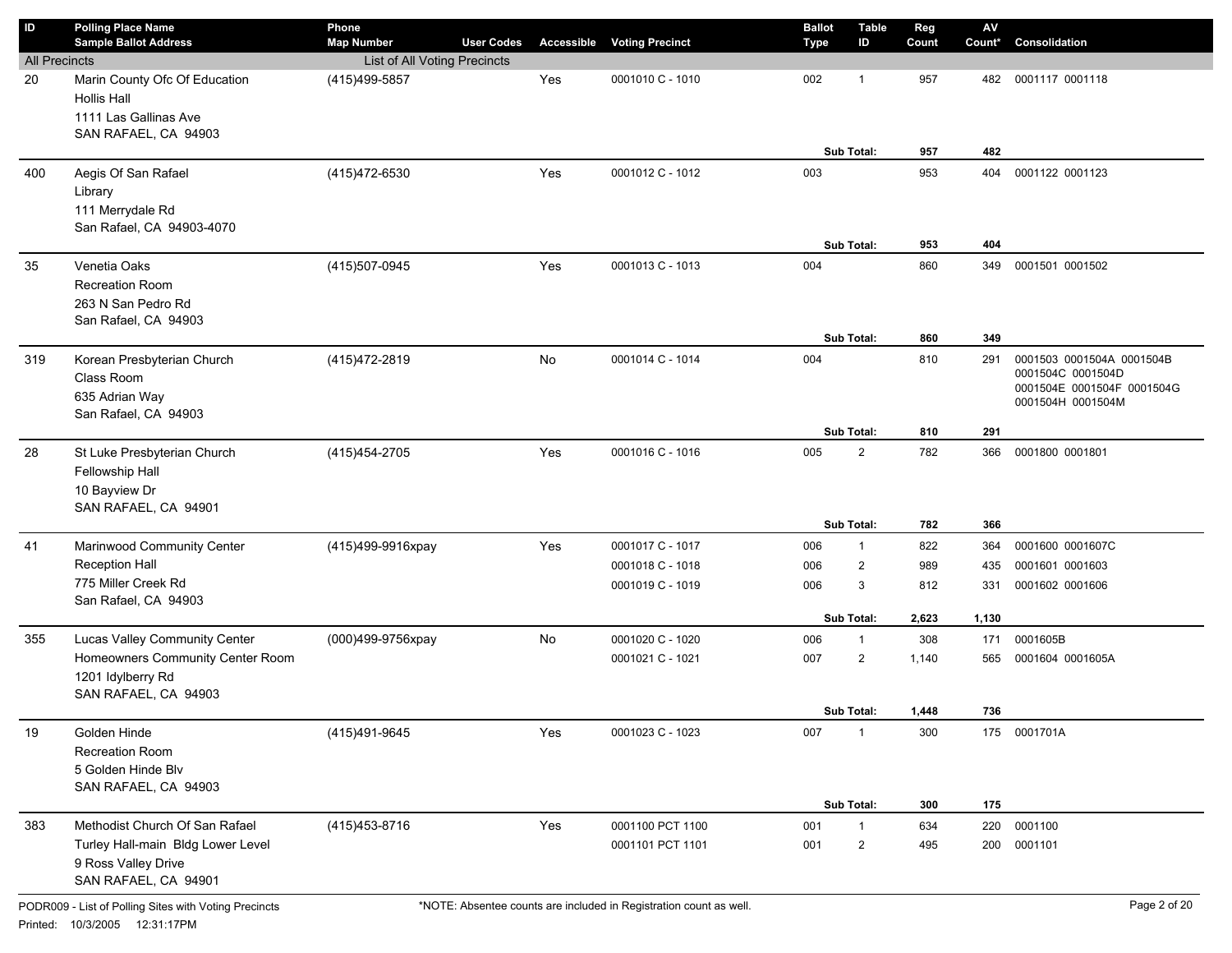| ID | Polling Place Name<br>Sample Ballot Address | Phone<br>Map Number | User Codes | Accessible | Voting Precinct | Ballot Type | Table ID | Reg Count | AV Count* | Consolidation |
|---|---|---|---|---|---|---|---|---|---|---|
| All Precincts | | List of All Voting Precincts | | | | | | | | |
| 20 | Marin County Ofc Of Education<br>Hollis Hall<br>1111 Las Gallinas Ave<br>SAN RAFAEL, CA 94903 | (415)499-5857 | | Yes | 0001010 C - 1010 | 002 | 1 | 957 | 482 | 0001117 0001118 |
| | | | | | | | **Sub Total:** | **957** | **482** | |
| 400 | Aegis Of San Rafael<br>Library<br>111 Merrydale Rd<br>San Rafael, CA 94903-4070 | (415)472-6530 | | Yes | 0001012 C - 1012 | 003 | | 953 | 404 | 0001122 0001123 |
| | | | | | | | **Sub Total:** | **953** | **404** | |
| 35 | Venetia Oaks<br>Recreation Room<br>263 N San Pedro Rd<br>San Rafael, CA 94903 | (415)507-0945 | | Yes | 0001013 C - 1013 | 004 | | 860 | 349 | 0001501 0001502 |
| | | | | | | | **Sub Total:** | **860** | **349** | |
| 319 | Korean Presbyterian Church<br>Class Room<br>635 Adrian Way<br>San Rafael, CA 94903 | (415)472-2819 | | No | 0001014 C - 1014 | 004 | | 810 | 291 | 0001503 0001504A 0001504B 0001504C 0001504D 0001504E 0001504F 0001504G 0001504H 0001504M |
| | | | | | | | **Sub Total:** | **810** | **291** | |
| 28 | St Luke Presbyterian Church<br>Fellowship Hall<br>10 Bayview Dr<br>SAN RAFAEL, CA 94901 | (415)454-2705 | | Yes | 0001016 C - 1016 | 005 | 2 | 782 | 366 | 0001800 0001801 |
| | | | | | | | **Sub Total:** | **782** | **366** | |
| 41 | Marinwood Community Center<br>Reception Hall<br>775 Miller Creek Rd<br>San Rafael, CA 94903 | (415)499-9916xpay | | Yes | 0001017 C - 1017 | 006 | 1 | 822 | 364 | 0001600 0001607C |
| | | | | | 0001018 C - 1018 | 006 | 2 | 989 | 435 | 0001601 0001603 |
| | | | | | 0001019 C - 1019 | 006 | 3 | 812 | 331 | 0001602 0001606 |
| | | | | | | | **Sub Total:** | **2,623** | **1,130** | |
| 355 | Lucas Valley Community Center<br>Homeowners Community Center Room<br>1201 Idylberry Rd<br>SAN RAFAEL, CA 94903 | (000)499-9756xpay | | No | 0001020 C - 1020 | 006 | 1 | 308 | 171 | 0001605B |
| | | | | | 0001021 C - 1021 | 007 | 2 | 1,140 | 565 | 0001604 0001605A |
| | | | | | | | **Sub Total:** | **1,448** | **736** | |
| 19 | Golden Hinde<br>Recreation Room<br>5 Golden Hinde Blv<br>SAN RAFAEL, CA 94903 | (415)491-9645 | | Yes | 0001023 C - 1023 | 007 | 1 | 300 | 175 | 0001701A |
| | | | | | | | **Sub Total:** | **300** | **175** | |
| 383 | Methodist Church Of San Rafael<br>Turley Hall-main Bldg Lower Level<br>9 Ross Valley Drive<br>SAN RAFAEL, CA 94901 | (415)453-8716 | | Yes | 0001100 PCT 1100 | 001 | 1 | 634 | 220 | 0001100 |
| | | | | | 0001101 PCT 1101 | 001 | 2 | 495 | 200 | 0001101 |

PODR009 - List of Polling Sites with Voting Precincts

Printed: 10/3/2005 12:31:17PM

*NOTE: Absentee counts are included in Registration count as well.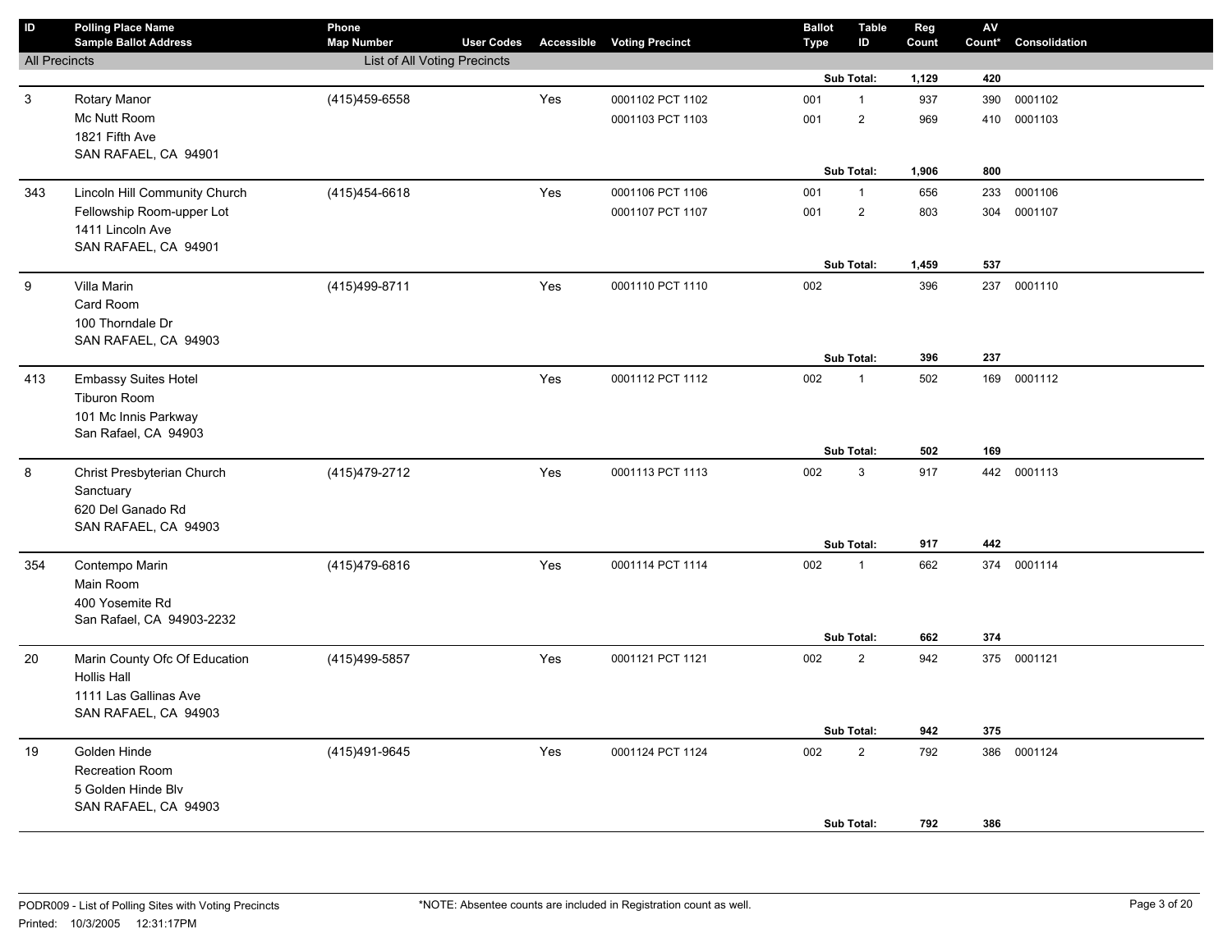| ID | Polling Place Name<br>Sample Ballot Address | Phone<br>Map Number | User Codes | Accessible | Voting Precinct | Ballot Type | Table ID | Reg Count | AV Count* | Consolidation |
|---|---|---|---|---|---|---|---|---|---|---|
| All Precincts | | List of All Voting Precincts | | | | | | | | |
| | | | | | | | Sub Total: | **1,129** | **420** | |
| 3 | Rotary Manor<br>Mc Nutt Room<br>1821 Fifth Ave<br>SAN RAFAEL, CA 94901 | (415)459-6558 | | Yes | 0001102 PCT 1102 | 001 | 1 | 937 | 390 | 0001102 |
| | | | | | 0001103 PCT 1103 | 001 | 2 | 969 | 410 | 0001103 |
| | | | | | | | Sub Total: | **1,906** | **800** | |
| 343 | Lincoln Hill Community Church<br>Fellowship Room-upper Lot<br>1411 Lincoln Ave<br>SAN RAFAEL, CA 94901 | (415)454-6618 | | Yes | 0001106 PCT 1106 | 001 | 1 | 656 | 233 | 0001106 |
| | | | | | 0001107 PCT 1107 | 001 | 2 | 803 | 304 | 0001107 |
| | | | | | | | Sub Total: | **1,459** | **537** | |
| 9 | Villa Marin<br>Card Room<br>100 Thorndale Dr<br>SAN RAFAEL, CA 94903 | (415)499-8711 | | Yes | 0001110 PCT 1110 | 002 | | 396 | 237 | 0001110 |
| | | | | | | | Sub Total: | **396** | **237** | |
| 413 | Embassy Suites Hotel<br>Tiburon Room<br>101 Mc Innis Parkway<br>San Rafael, CA 94903 | | | Yes | 0001112 PCT 1112 | 002 | 1 | 502 | 169 | 0001112 |
| | | | | | | | Sub Total: | **502** | **169** | |
| 8 | Christ Presbyterian Church<br>Sanctuary<br>620 Del Ganado Rd<br>SAN RAFAEL, CA 94903 | (415)479-2712 | | Yes | 0001113 PCT 1113 | 002 | 3 | 917 | 442 | 0001113 |
| | | | | | | | Sub Total: | **917** | **442** | |
| 354 | Contempo Marin<br>Main Room<br>400 Yosemite Rd<br>San Rafael, CA 94903-2232 | (415)479-6816 | | Yes | 0001114 PCT 1114 | 002 | 1 | 662 | 374 | 0001114 |
| | | | | | | | Sub Total: | **662** | **374** | |
| 20 | Marin County Ofc Of Education<br>Hollis Hall<br>1111 Las Gallinas Ave<br>SAN RAFAEL, CA 94903 | (415)499-5857 | | Yes | 0001121 PCT 1121 | 002 | 2 | 942 | 375 | 0001121 |
| | | | | | | | Sub Total: | **942** | **375** | |
| 19 | Golden Hinde<br>Recreation Room<br>5 Golden Hinde Blv<br>SAN RAFAEL, CA 94903 | (415)491-9645 | | Yes | 0001124 PCT 1124 | 002 | 2 | 792 | 386 | 0001124 |
| | | | | | | | Sub Total: | **792** | **386** | |

PODR009 - List of Polling Sites with Voting Precincts
Printed: 10/3/2005 12:31:17PM

*NOTE: Absentee counts are included in Registration count as well.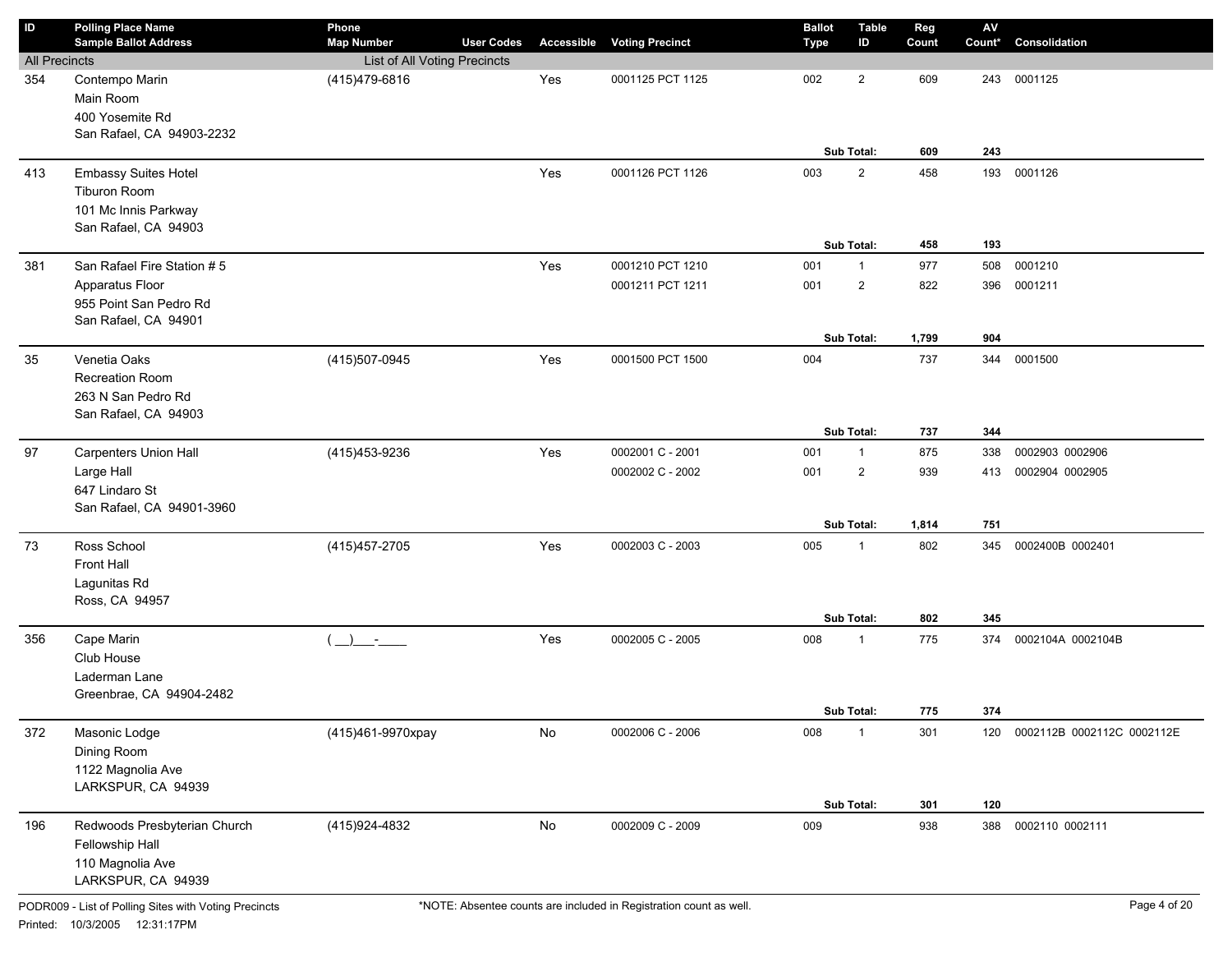| ID | Polling Place Name / Sample Ballot Address | Phone / Map Number | User Codes | Accessible | Voting Precinct | Ballot Type | Table ID | Reg Count | AV Count* | Consolidation |
|---|---|---|---|---|---|---|---|---|---|---|
| All Precincts | | List of All Voting Precincts | | | | | | | | |
| 354 | Contempo Marin<br>Main Room<br>400 Yosemite Rd<br>San Rafael, CA 94903-2232 | (415)479-6816 | | Yes | 0001125 PCT 1125 | 002 | 2 | 609 | 243 | 0001125 |
| | | | | | | | **Sub Total:** | **609** | **243** | |
| 413 | Embassy Suites Hotel<br>Tiburon Room<br>101 Mc Innis Parkway<br>San Rafael, CA 94903 | | | Yes | 0001126 PCT 1126 | 003 | 2 | 458 | 193 | 0001126 |
| | | | | | | | **Sub Total:** | **458** | **193** | |
| 381 | San Rafael Fire Station # 5<br>Apparatus Floor<br>955 Point San Pedro Rd<br>San Rafael, CA 94901 | | | Yes | 0001210 PCT 1210 | 001 | 1 | 977 | 508 | 0001210 |
| | | | | | 0001211 PCT 1211 | 001 | 2 | 822 | 396 | 0001211 |
| | | | | | | | **Sub Total:** | **1,799** | **904** | |
| 35 | Venetia Oaks<br>Recreation Room<br>263 N San Pedro Rd<br>San Rafael, CA 94903 | (415)507-0945 | | Yes | 0001500 PCT 1500 | 004 | | 737 | 344 | 0001500 |
| | | | | | | | **Sub Total:** | **737** | **344** | |
| 97 | Carpenters Union Hall<br>Large Hall<br>647 Lindaro St<br>San Rafael, CA 94901-3960 | (415)453-9236 | | Yes | 0002001 C - 2001 | 001 | 1 | 875 | 338 | 0002903 0002906 |
| | | | | | 0002002 C - 2002 | 001 | 2 | 939 | 413 | 0002904 0002905 |
| | | | | | | | **Sub Total:** | **1,814** | **751** | |
| 73 | Ross School<br>Front Hall<br>Lagunitas Rd<br>Ross, CA 94957 | (415)457-2705 | | Yes | 0002003 C - 2003 | 005 | 1 | 802 | 345 | 0002400B 0002401 |
| | | | | | | | **Sub Total:** | **802** | **345** | |
| 356 | Cape Marin<br>Club House<br>Laderman Lane<br>Greenbrae, CA 94904-2482 | ( __)___-____ | | Yes | 0002005 C - 2005 | 008 | 1 | 775 | 374 | 0002104A 0002104B |
| | | | | | | | **Sub Total:** | **775** | **374** | |
| 372 | Masonic Lodge<br>Dining Room<br>1122 Magnolia Ave<br>LARKSPUR, CA 94939 | (415)461-9970xpay | | No | 0002006 C - 2006 | 008 | 1 | 301 | 120 | 0002112B 0002112C 0002112E |
| | | | | | | | **Sub Total:** | **301** | **120** | |
| 196 | Redwoods Presbyterian Church<br>Fellowship Hall<br>110 Magnolia Ave<br>LARKSPUR, CA 94939 | (415)924-4832 | | No | 0002009 C - 2009 | 009 | | 938 | 388 | 0002110 0002111 |

PODR009 - List of Polling Sites with Voting Precincts

Printed: 10/3/2005 12:31:17PM

*NOTE: Absentee counts are included in Registration count as well.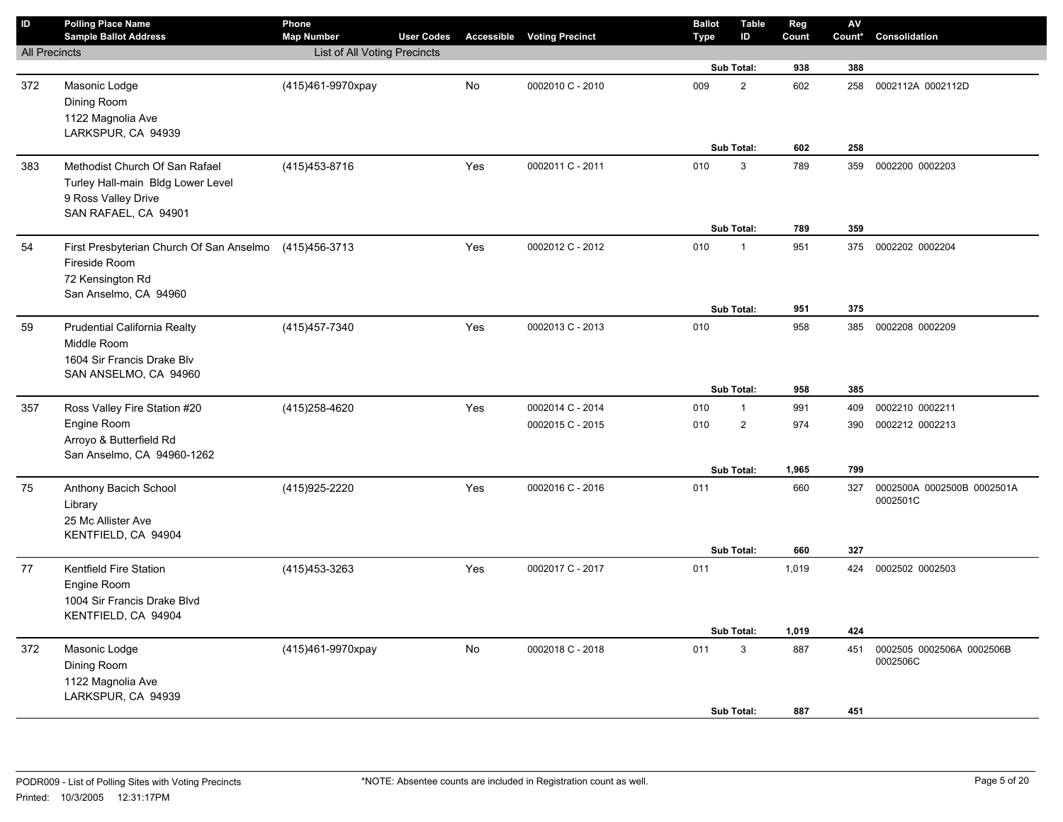| ID | Polling Place Name / Sample Ballot Address | Phone / Map Number | User Codes | Accessible | Voting Precinct | Ballot Type | Table ID | Reg Count | AV Count* | Consolidation |
|---|---|---|---|---|---|---|---|---|---|---|
| All Precincts | | List of All Voting Precincts | | | | | | | | |
| | | | | | | | Sub Total: | 938 | 388 | |
| 372 | Masonic Lodge<br>Dining Room<br>1122 Magnolia Ave<br>LARKSPUR, CA 94939 | (415)461-9970xpay | | No | 0002010 C - 2010 | 009 | 2 | 602 | 258 | 0002112A 0002112D |
| | | | | | | | Sub Total: | 602 | 258 | |
| 383 | Methodist Church Of San Rafael<br>Turley Hall-main Bldg Lower Level<br>9 Ross Valley Drive<br>SAN RAFAEL, CA 94901 | (415)453-8716 | | Yes | 0002011 C - 2011 | 010 | 3 | 789 | 359 | 0002200 0002203 |
| | | | | | | | Sub Total: | 789 | 359 | |
| 54 | First Presbyterian Church Of San Anselmo<br>Fireside Room<br>72 Kensington Rd<br>San Anselmo, CA 94960 | (415)456-3713 | | Yes | 0002012 C - 2012 | 010 | 1 | 951 | 375 | 0002202 0002204 |
| | | | | | | | Sub Total: | 951 | 375 | |
| 59 | Prudential California Realty<br>Middle Room<br>1604 Sir Francis Drake Blv<br>SAN ANSELMO, CA 94960 | (415)457-7340 | | Yes | 0002013 C - 2013 | 010 | | 958 | 385 | 0002208 0002209 |
| | | | | | | | Sub Total: | 958 | 385 | |
| 357 | Ross Valley Fire Station #20<br>Engine Room<br>Arroyo & Butterfield Rd<br>San Anselmo, CA 94960-1262 | (415)258-4620 | | Yes | 0002014 C - 2014 | 010 | 1 | 991 | 409 | 0002210 0002211 |
| | | | | | 0002015 C - 2015 | 010 | 2 | 974 | 390 | 0002212 0002213 |
| | | | | | | | Sub Total: | 1,965 | 799 | |
| 75 | Anthony Bacich School<br>Library<br>25 Mc Allister Ave<br>KENTFIELD, CA 94904 | (415)925-2220 | | Yes | 0002016 C - 2016 | 011 | | 660 | 327 | 0002500A 0002500B 0002501A 0002501C |
| | | | | | | | Sub Total: | 660 | 327 | |
| 77 | Kentfield Fire Station<br>Engine Room<br>1004 Sir Francis Drake Blvd<br>KENTFIELD, CA 94904 | (415)453-3263 | | Yes | 0002017 C - 2017 | 011 | | 1,019 | 424 | 0002502 0002503 |
| | | | | | | | Sub Total: | 1,019 | 424 | |
| 372 | Masonic Lodge<br>Dining Room<br>1122 Magnolia Ave<br>LARKSPUR, CA 94939 | (415)461-9970xpay | | No | 0002018 C - 2018 | 011 | 3 | 887 | 451 | 0002505 0002506A 0002506B 0002506C |
| | | | | | | | Sub Total: | 887 | 451 | |

PODR009 - List of Polling Sites with Voting Precincts
Printed: 10/3/2005 12:31:17PM

*NOTE: Absentee counts are included in Registration count as well.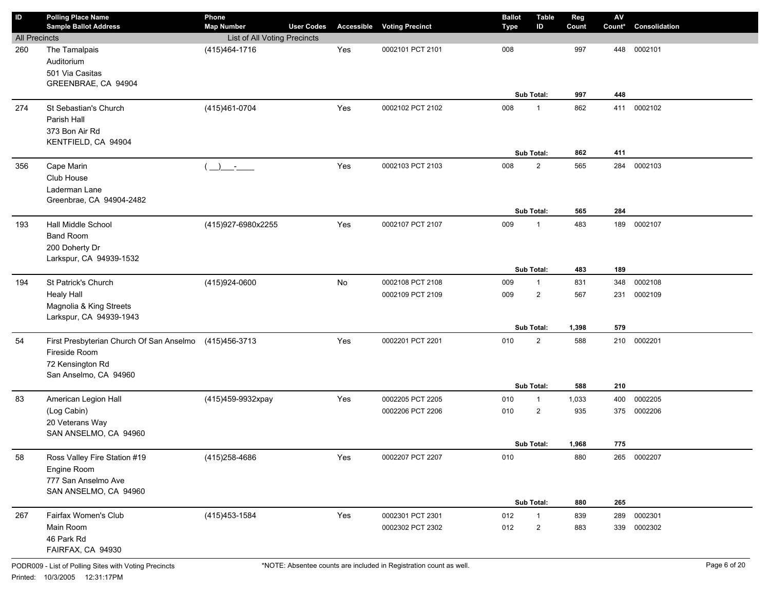| ID | Polling Place Name<br>Sample Ballot Address | Phone<br>Map Number | User Codes | Accessible | Voting Precinct | Ballot Type | Table ID | Reg Count | AV Count* | Consolidation |
|---|---|---|---|---|---|---|---|---|---|---|
| All Precincts | | List of All Voting Precincts | | | | | | | | |
| 260 | The Tamalpais<br>Auditorium<br>501 Via Casitas<br>GREENBRAE, CA 94904 | (415)464-1716 | | Yes | 0002101 PCT 2101 | 008 | | 997 | 448 | 0002101 |
| | | | | | | | Sub Total: | 997 | 448 | |
| 274 | St Sebastian's Church<br>Parish Hall<br>373 Bon Air Rd<br>KENTFIELD, CA 94904 | (415)461-0704 | | Yes | 0002102 PCT 2102 | 008 | 1 | 862 | 411 | 0002102 |
| | | | | | | | Sub Total: | 862 | 411 | |
| 356 | Cape Marin<br>Club House<br>Laderman Lane<br>Greenbrae, CA 94904-2482 | ( __)___-____ | | Yes | 0002103 PCT 2103 | 008 | 2 | 565 | 284 | 0002103 |
| | | | | | | | Sub Total: | 565 | 284 | |
| 193 | Hall Middle School<br>Band Room<br>200 Doherty Dr<br>Larkspur, CA 94939-1532 | (415)927-6980x2255 | | Yes | 0002107 PCT 2107 | 009 | 1 | 483 | 189 | 0002107 |
| | | | | | | | Sub Total: | 483 | 189 | |
| 194 | St Patrick's Church<br>Healy Hall<br>Magnolia & King Streets<br>Larkspur, CA 94939-1943 | (415)924-0600 | | No | 0002108 PCT 2108 | 009 | 1 | 831 | 348 | 0002108 |
| | | | | | 0002109 PCT 2109 | 009 | 2 | 567 | 231 | 0002109 |
| | | | | | | | Sub Total: | 1,398 | 579 | |
| 54 | First Presbyterian Church Of San Anselmo<br>Fireside Room<br>72 Kensington Rd<br>San Anselmo, CA 94960 | (415)456-3713 | | Yes | 0002201 PCT 2201 | 010 | 2 | 588 | 210 | 0002201 |
| | | | | | | | Sub Total: | 588 | 210 | |
| 83 | American Legion Hall<br>(Log Cabin)<br>20 Veterans Way<br>SAN ANSELMO, CA 94960 | (415)459-9932xpay | | Yes | 0002205 PCT 2205 | 010 | 1 | 1,033 | 400 | 0002205 |
| | | | | | 0002206 PCT 2206 | 010 | 2 | 935 | 375 | 0002206 |
| | | | | | | | Sub Total: | 1,968 | 775 | |
| 58 | Ross Valley Fire Station #19<br>Engine Room<br>777 San Anselmo Ave<br>SAN ANSELMO, CA 94960 | (415)258-4686 | | Yes | 0002207 PCT 2207 | 010 | | 880 | 265 | 0002207 |
| | | | | | | | Sub Total: | 880 | 265 | |
| 267 | Fairfax Women's Club<br>Main Room<br>46 Park Rd<br>FAIRFAX, CA 94930 | (415)453-1584 | | Yes | 0002301 PCT 2301 | 012 | 1 | 839 | 289 | 0002301 |
| | | | | | 0002302 PCT 2302 | 012 | 2 | 883 | 339 | 0002302 |

PODR009 - List of Polling Sites with Voting Precincts

Printed: 10/3/2005 12:31:17PM

*NOTE: Absentee counts are included in Registration count as well.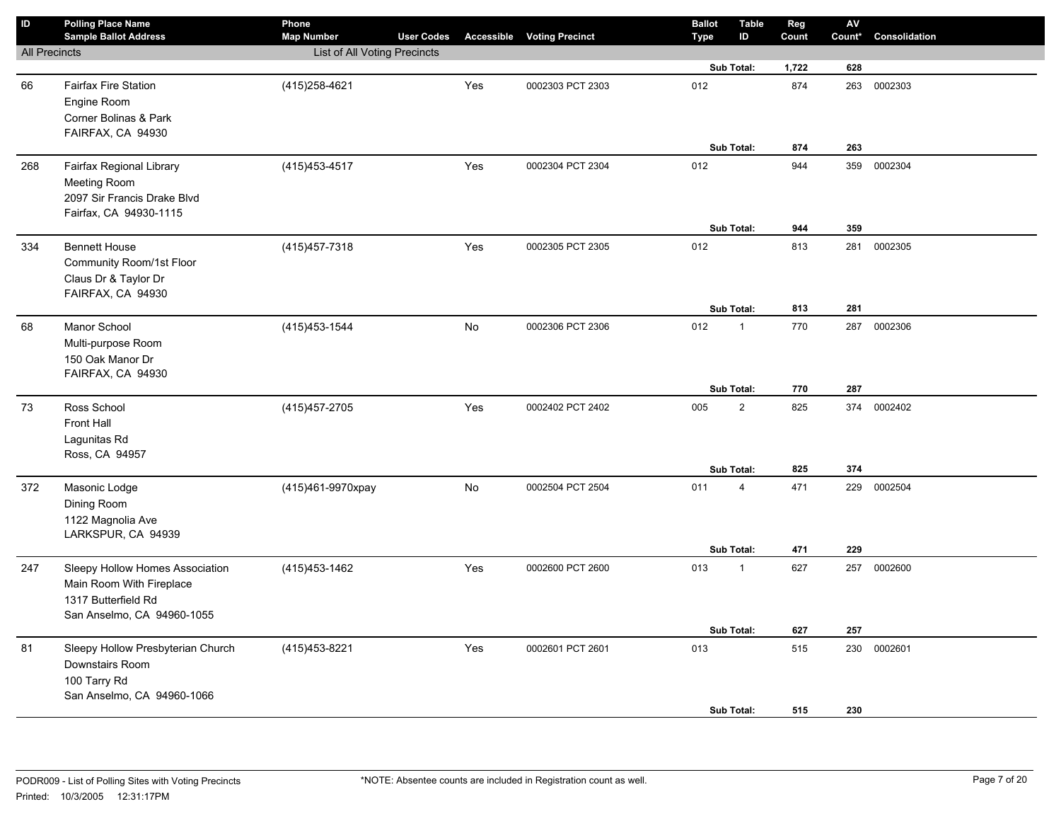| ID | Polling Place Name<br>Sample Ballot Address | Phone<br>Map Number | User Codes | Accessible | Voting Precinct | Ballot Type | Table ID | Reg Count | AV Count* | Consolidation |
|---|---|---|---|---|---|---|---|---|---|---|
| All Precincts | | List of All Voting Precincts | | | | | | | | |
| | | | | | | | Sub Total: | **1,722** | **628** | |
| 66 | Fairfax Fire Station<br>Engine Room<br>Corner Bolinas & Park<br>FAIRFAX, CA 94930 | (415)258-4621 | | Yes | 0002303 PCT 2303 | 012 | | 874 | 263 | 0002303 |
| | | | | | | | Sub Total: | **874** | **263** | |
| 268 | Fairfax Regional Library<br>Meeting Room<br>2097 Sir Francis Drake Blvd<br>Fairfax, CA 94930-1115 | (415)453-4517 | | Yes | 0002304 PCT 2304 | 012 | | 944 | 359 | 0002304 |
| | | | | | | | Sub Total: | **944** | **359** | |
| 334 | Bennett House<br>Community Room/1st Floor<br>Claus Dr & Taylor Dr<br>FAIRFAX, CA 94930 | (415)457-7318 | | Yes | 0002305 PCT 2305 | 012 | | 813 | 281 | 0002305 |
| | | | | | | | Sub Total: | **813** | **281** | |
| 68 | Manor School<br>Multi-purpose Room<br>150 Oak Manor Dr<br>FAIRFAX, CA 94930 | (415)453-1544 | | No | 0002306 PCT 2306 | 012 | 1 | 770 | 287 | 0002306 |
| | | | | | | | Sub Total: | **770** | **287** | |
| 73 | Ross School<br>Front Hall<br>Lagunitas Rd<br>Ross, CA 94957 | (415)457-2705 | | Yes | 0002402 PCT 2402 | 005 | 2 | 825 | 374 | 0002402 |
| | | | | | | | Sub Total: | **825** | **374** | |
| 372 | Masonic Lodge<br>Dining Room<br>1122 Magnolia Ave<br>LARKSPUR, CA 94939 | (415)461-9970xpay | | No | 0002504 PCT 2504 | 011 | 4 | 471 | 229 | 0002504 |
| | | | | | | | Sub Total: | **471** | **229** | |
| 247 | Sleepy Hollow Homes Association<br>Main Room With Fireplace<br>1317 Butterfield Rd<br>San Anselmo, CA 94960-1055 | (415)453-1462 | | Yes | 0002600 PCT 2600 | 013 | 1 | 627 | 257 | 0002600 |
| | | | | | | | Sub Total: | **627** | **257** | |
| 81 | Sleepy Hollow Presbyterian Church<br>Downstairs Room<br>100 Tarry Rd<br>San Anselmo, CA 94960-1066 | (415)453-8221 | | Yes | 0002601 PCT 2601 | 013 | | 515 | 230 | 0002601 |
| | | | | | | | Sub Total: | **515** | **230** | |

PODR009 - List of Polling Sites with Voting Precincts

Printed: 10/3/2005 12:31:17PM

*NOTE: Absentee counts are included in Registration count as well.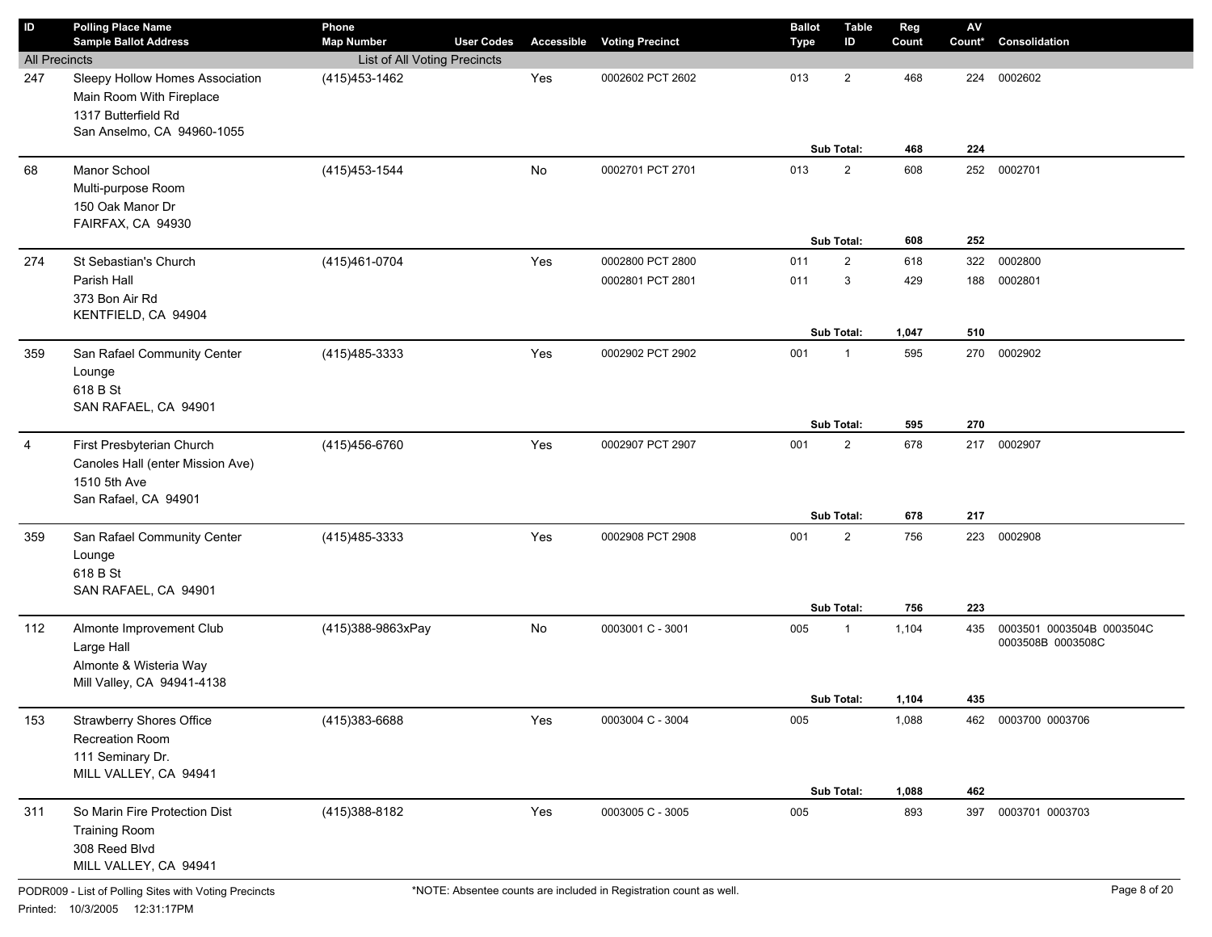| ID | Polling Place Name<br>Sample Ballot Address | Phone<br>Map Number | User Codes | Accessible | Voting Precinct | Ballot Type | Table ID | Reg Count | AV Count* | Consolidation |
|---|---|---|---|---|---|---|---|---|---|---|
| All Precincts | | List of All Voting Precincts | | | | | | | | |
| 247 | Sleepy Hollow Homes Association<br>Main Room With Fireplace<br>1317 Butterfield Rd<br>San Anselmo, CA 94960-1055 | (415)453-1462 | | Yes | 0002602 PCT 2602 | 013 | 2 | 468 | 224 | 0002602 |
| | | | | | | | **Sub Total:** | **468** | **224** | |
| 68 | Manor School<br>Multi-purpose Room<br>150 Oak Manor Dr<br>FAIRFAX, CA 94930 | (415)453-1544 | | No | 0002701 PCT 2701 | 013 | 2 | 608 | 252 | 0002701 |
| | | | | | | | **Sub Total:** | **608** | **252** | |
| 274 | St Sebastian's Church<br>Parish Hall<br>373 Bon Air Rd<br>KENTFIELD, CA 94904 | (415)461-0704 | | Yes | 0002800 PCT 2800 | 011 | 2 | 618 | 322 | 0002800 |
| | | | | | 0002801 PCT 2801 | 011 | 3 | 429 | 188 | 0002801 |
| | | | | | | | **Sub Total:** | **1,047** | **510** | |
| 359 | San Rafael Community Center<br>Lounge<br>618 B St<br>SAN RAFAEL, CA 94901 | (415)485-3333 | | Yes | 0002902 PCT 2902 | 001 | 1 | 595 | 270 | 0002902 |
| | | | | | | | **Sub Total:** | **595** | **270** | |
| 4 | First Presbyterian Church<br>Canoles Hall (enter Mission Ave)<br>1510 5th Ave<br>San Rafael, CA 94901 | (415)456-6760 | | Yes | 0002907 PCT 2907 | 001 | 2 | 678 | 217 | 0002907 |
| | | | | | | | **Sub Total:** | **678** | **217** | |
| 359 | San Rafael Community Center<br>Lounge<br>618 B St<br>SAN RAFAEL, CA 94901 | (415)485-3333 | | Yes | 0002908 PCT 2908 | 001 | 2 | 756 | 223 | 0002908 |
| | | | | | | | **Sub Total:** | **756** | **223** | |
| 112 | Almonte Improvement Club<br>Large Hall<br>Almonte & Wisteria Way<br>Mill Valley, CA 94941-4138 | (415)388-9863xPay | | No | 0003001 C - 3001 | 005 | 1 | 1,104 | 435 | 0003501 0003504B 0003504C 0003508B 0003508C |
| | | | | | | | **Sub Total:** | **1,104** | **435** | |
| 153 | Strawberry Shores Office<br>Recreation Room<br>111 Seminary Dr.<br>MILL VALLEY, CA 94941 | (415)383-6688 | | Yes | 0003004 C - 3004 | 005 | | 1,088 | 462 | 0003700 0003706 |
| | | | | | | | **Sub Total:** | **1,088** | **462** | |
| 311 | So Marin Fire Protection Dist<br>Training Room<br>308 Reed Blvd<br>MILL VALLEY, CA 94941 | (415)388-8182 | | Yes | 0003005 C - 3005 | 005 | | 893 | 397 | 0003701 0003703 |

PODR009 - List of Polling Sites with Voting Precincts

*NOTE: Absentee counts are included in Registration count as well.

Printed: 10/3/2005 12:31:17PM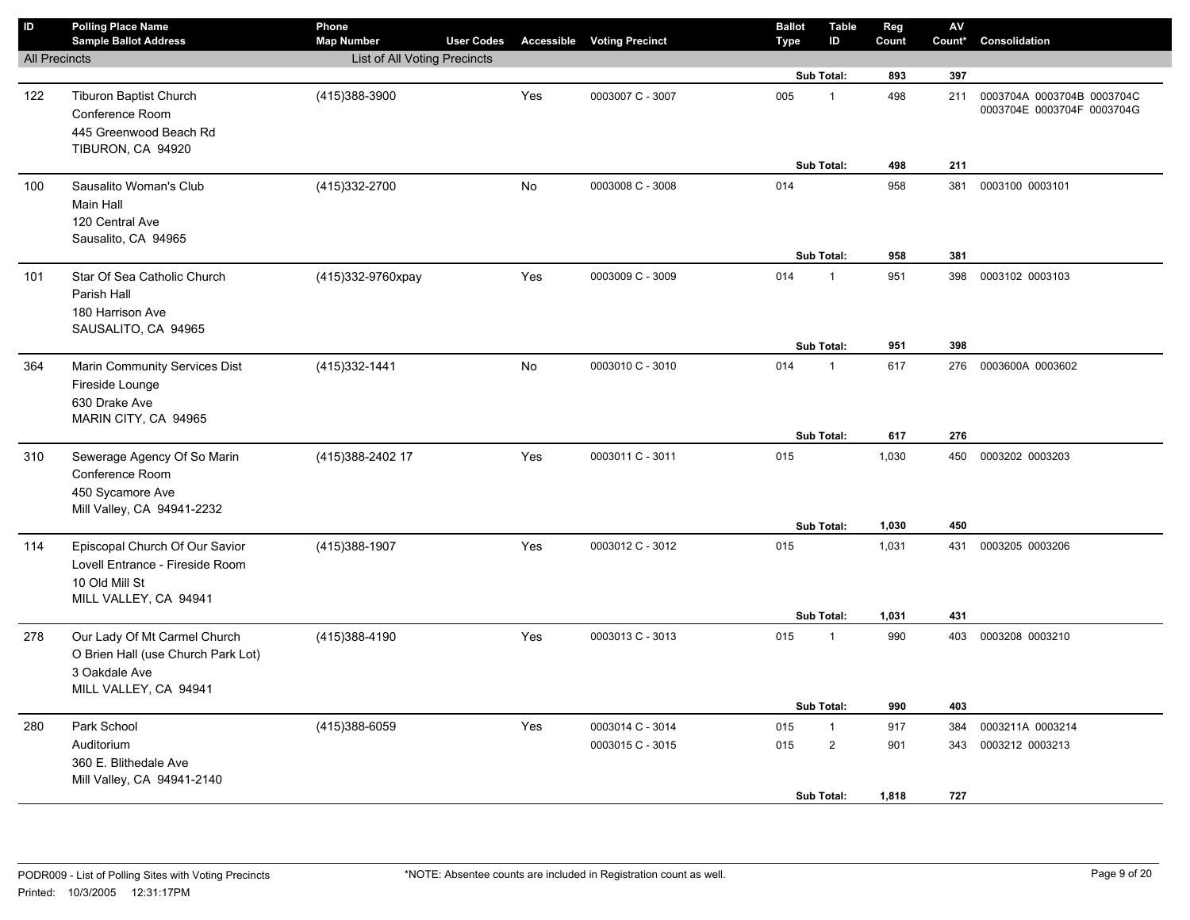| ID | Polling Place Name<br>Sample Ballot Address | Phone<br>Map Number | User Codes | Accessible | Voting Precinct | Ballot Type | Table ID | Reg Count | AV Count* | Consolidation |
|---|---|---|---|---|---|---|---|---|---|---|
| All Precincts | | List of All Voting Precincts | | | | | | | | |
| | | | | | | | Sub Total: | 893 | 397 | |
| 122 | Tiburon Baptist Church<br>Conference Room<br>445 Greenwood Beach Rd<br>TIBURON, CA 94920 | (415)388-3900 | | Yes | 0003007 C - 3007 | 005 | 1 | 498 | 211 | 0003704A 0003704B 0003704C 0003704E 0003704F 0003704G |
| | | | | | | | Sub Total: | 498 | 211 | |
| 100 | Sausalito Woman's Club<br>Main Hall<br>120 Central Ave<br>Sausalito, CA 94965 | (415)332-2700 | | No | 0003008 C - 3008 | 014 | | 958 | 381 | 0003100 0003101 |
| | | | | | | | Sub Total: | 958 | 381 | |
| 101 | Star Of Sea Catholic Church<br>Parish Hall<br>180 Harrison Ave<br>SAUSALITO, CA 94965 | (415)332-9760xpay | | Yes | 0003009 C - 3009 | 014 | 1 | 951 | 398 | 0003102 0003103 |
| | | | | | | | Sub Total: | 951 | 398 | |
| 364 | Marin Community Services Dist<br>Fireside Lounge<br>630 Drake Ave<br>MARIN CITY, CA 94965 | (415)332-1441 | | No | 0003010 C - 3010 | 014 | 1 | 617 | 276 | 0003600A 0003602 |
| | | | | | | | Sub Total: | 617 | 276 | |
| 310 | Sewerage Agency Of So Marin<br>Conference Room<br>450 Sycamore Ave<br>Mill Valley, CA 94941-2232 | (415)388-2402 17 | | Yes | 0003011 C - 3011 | 015 | | 1,030 | 450 | 0003202 0003203 |
| | | | | | | | Sub Total: | 1,030 | 450 | |
| 114 | Episcopal Church Of Our Savior<br>Lovell Entrance - Fireside Room<br>10 Old Mill St<br>MILL VALLEY, CA 94941 | (415)388-1907 | | Yes | 0003012 C - 3012 | 015 | | 1,031 | 431 | 0003205 0003206 |
| | | | | | | | Sub Total: | 1,031 | 431 | |
| 278 | Our Lady Of Mt Carmel Church<br>O Brien Hall (use Church Park Lot)<br>3 Oakdale Ave<br>MILL VALLEY, CA 94941 | (415)388-4190 | | Yes | 0003013 C - 3013 | 015 | 1 | 990 | 403 | 0003208 0003210 |
| | | | | | | | Sub Total: | 990 | 403 | |
| 280 | Park School<br>Auditorium<br>360 E. Blithedale Ave<br>Mill Valley, CA 94941-2140 | (415)388-6059 | | Yes | 0003014 C - 3014 | 015 | 1 | 917 | 384 | 0003211A 0003214 |
| | | | | | 0003015 C - 3015 | 015 | 2 | 901 | 343 | 0003212 0003213 |
| | | | | | | | Sub Total: | 1,818 | 727 | |

PODR009 - List of Polling Sites with Voting Precincts

Printed: 10/3/2005 12:31:17PM

*NOTE: Absentee counts are included in Registration count as well.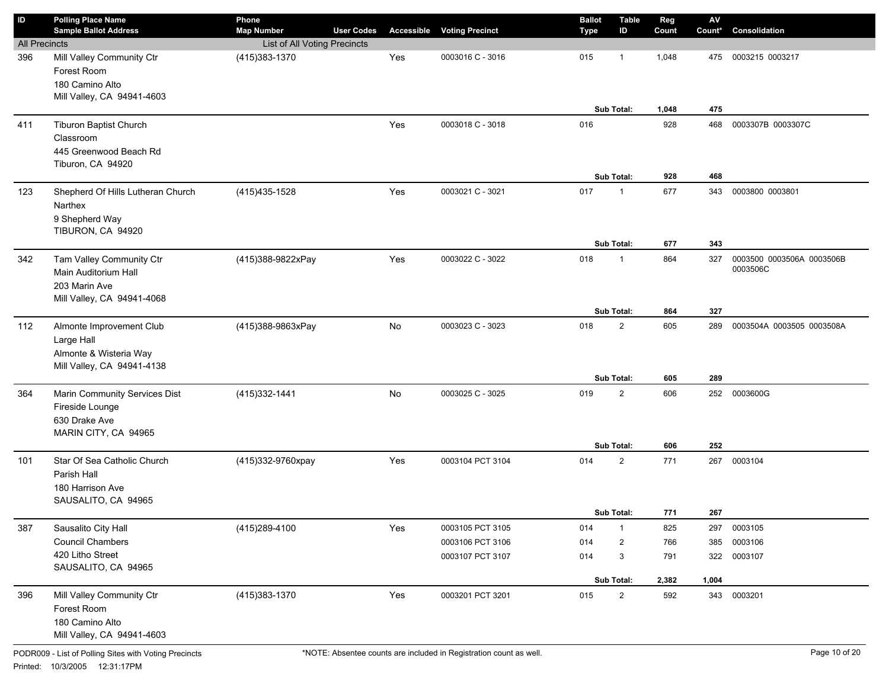| ID | Polling Place Name<br>Sample Ballot Address | Phone<br>Map Number | User Codes | Accessible | Voting Precinct | Ballot Type | Table ID | Reg Count | AV Count* | Consolidation |
|---|---|---|---|---|---|---|---|---|---|---|
| All Precincts | | List of All Voting Precincts | | | | | | | | |
| 396 | Mill Valley Community Ctr<br>Forest Room<br>180 Camino Alto<br>Mill Valley, CA 94941-4603 | (415)383-1370 | | Yes | 0003016 C - 3016 | 015 | 1 | 1,048 | 475 | 0003215 0003217 |
| | | | | | | | Sub Total: | 1,048 | 475 | |
| 411 | Tiburon Baptist Church<br>Classroom<br>445 Greenwood Beach Rd<br>Tiburon, CA 94920 | | | Yes | 0003018 C - 3018 | 016 | | 928 | 468 | 0003307B 0003307C |
| | | | | | | | Sub Total: | 928 | 468 | |
| 123 | Shepherd Of Hills Lutheran Church<br>Narthex<br>9 Shepherd Way<br>TIBURON, CA 94920 | (415)435-1528 | | Yes | 0003021 C - 3021 | 017 | 1 | 677 | 343 | 0003800 0003801 |
| | | | | | | | Sub Total: | 677 | 343 | |
| 342 | Tam Valley Community Ctr<br>Main Auditorium Hall<br>203 Marin Ave<br>Mill Valley, CA 94941-4068 | (415)388-9822xPay | | Yes | 0003022 C - 3022 | 018 | 1 | 864 | 327 | 0003500 0003506A 0003506B 0003506C |
| | | | | | | | Sub Total: | 864 | 327 | |
| 112 | Almonte Improvement Club<br>Large Hall<br>Almonte & Wisteria Way<br>Mill Valley, CA 94941-4138 | (415)388-9863xPay | | No | 0003023 C - 3023 | 018 | 2 | 605 | 289 | 0003504A 0003505 0003508A |
| | | | | | | | Sub Total: | 605 | 289 | |
| 364 | Marin Community Services Dist<br>Fireside Lounge<br>630 Drake Ave<br>MARIN CITY, CA 94965 | (415)332-1441 | | No | 0003025 C - 3025 | 019 | 2 | 606 | 252 | 0003600G |
| | | | | | | | Sub Total: | 606 | 252 | |
| 101 | Star Of Sea Catholic Church<br>Parish Hall<br>180 Harrison Ave<br>SAUSALITO, CA 94965 | (415)332-9760xpay | | Yes | 0003104 PCT 3104 | 014 | 2 | 771 | 267 | 0003104 |
| | | | | | | | Sub Total: | 771 | 267 | |
| 387 | Sausalito City Hall<br>Council Chambers<br>420 Litho Street<br>SAUSALITO, CA 94965 | (415)289-4100 | | Yes | 0003105 PCT 3105 | 014 | 1 | 825 | 297 | 0003105 |
| | | | | | 0003106 PCT 3106 | 014 | 2 | 766 | 385 | 0003106 |
| | | | | | 0003107 PCT 3107 | 014 | 3 | 791 | 322 | 0003107 |
| | | | | | | | Sub Total: | 2,382 | 1,004 | |
| 396 | Mill Valley Community Ctr<br>Forest Room<br>180 Camino Alto<br>Mill Valley, CA 94941-4603 | (415)383-1370 | | Yes | 0003201 PCT 3201 | 015 | 2 | 592 | 343 | 0003201 |

PODR009 - List of Polling Sites with Voting Precincts

Printed: 10/3/2005 12:31:17PM

*NOTE: Absentee counts are included in Registration count as well.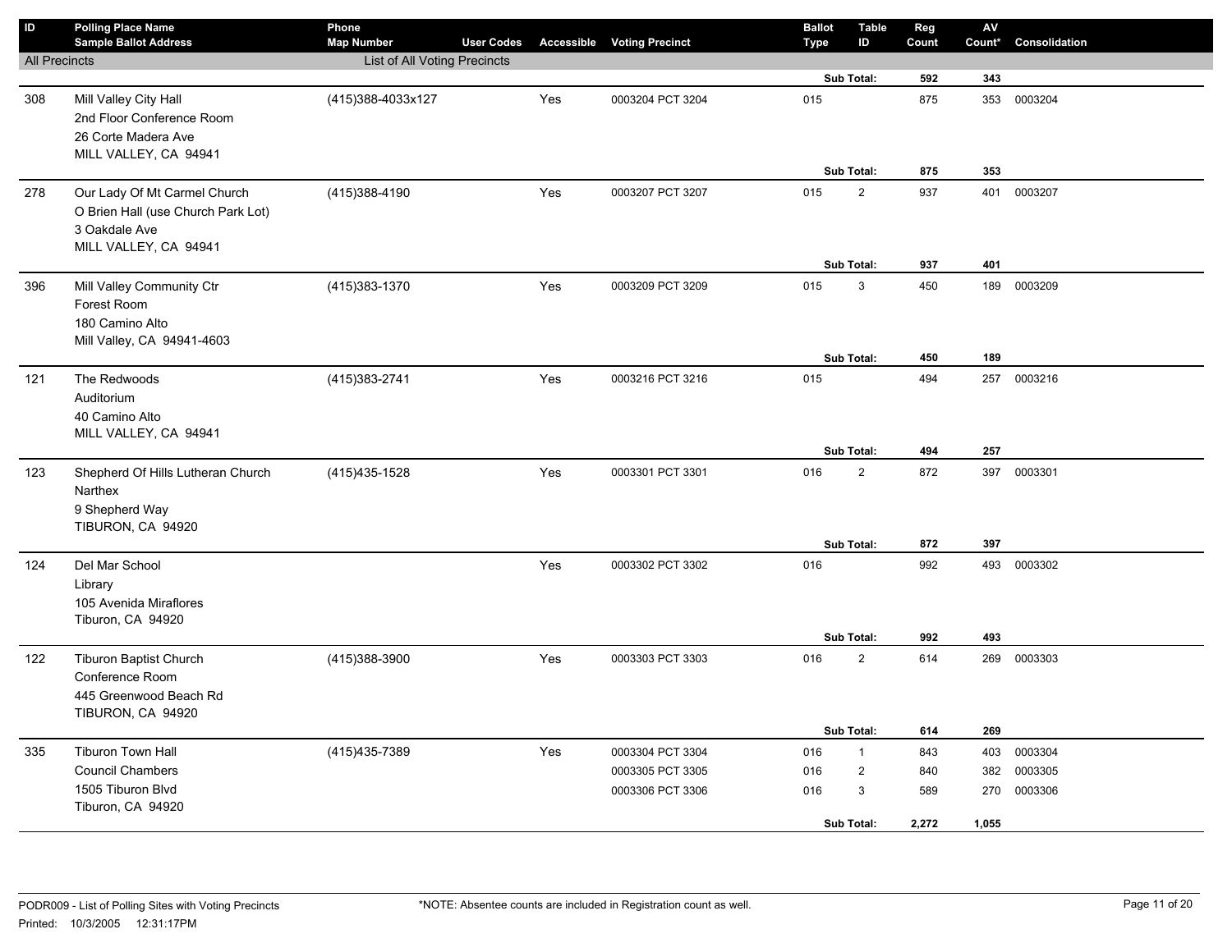| ID | Polling Place Name<br>Sample Ballot Address | Phone<br>Map Number | User Codes | Accessible | Voting Precinct | Ballot Type | Table ID | Reg Count | AV Count* | Consolidation |
|---|---|---|---|---|---|---|---|---|---|---|
| All Precincts | | List of All Voting Precincts | | | | | | | | |
| | | | | | | | Sub Total: | 592 | 343 | |
| 308 | Mill Valley City Hall<br>2nd Floor Conference Room<br>26 Corte Madera Ave<br>MILL VALLEY, CA 94941 | (415)388-4033x127 | | Yes | 0003204 PCT 3204 | 015 | | 875 | 353 | 0003204 |
| | | | | | | | Sub Total: | 875 | 353 | |
| 278 | Our Lady Of Mt Carmel Church<br>O Brien Hall (use Church Park Lot)<br>3 Oakdale Ave<br>MILL VALLEY, CA 94941 | (415)388-4190 | | Yes | 0003207 PCT 3207 | 015 | 2 | 937 | 401 | 0003207 |
| | | | | | | | Sub Total: | 937 | 401 | |
| 396 | Mill Valley Community Ctr<br>Forest Room<br>180 Camino Alto<br>Mill Valley, CA 94941-4603 | (415)383-1370 | | Yes | 0003209 PCT 3209 | 015 | 3 | 450 | 189 | 0003209 |
| | | | | | | | Sub Total: | 450 | 189 | |
| 121 | The Redwoods<br>Auditorium<br>40 Camino Alto<br>MILL VALLEY, CA 94941 | (415)383-2741 | | Yes | 0003216 PCT 3216 | 015 | | 494 | 257 | 0003216 |
| | | | | | | | Sub Total: | 494 | 257 | |
| 123 | Shepherd Of Hills Lutheran Church<br>Narthex<br>9 Shepherd Way<br>TIBURON, CA 94920 | (415)435-1528 | | Yes | 0003301 PCT 3301 | 016 | 2 | 872 | 397 | 0003301 |
| | | | | | | | Sub Total: | 872 | 397 | |
| 124 | Del Mar School<br>Library<br>105 Avenida Miraflores<br>Tiburon, CA 94920 | | | Yes | 0003302 PCT 3302 | 016 | | 992 | 493 | 0003302 |
| | | | | | | | Sub Total: | 992 | 493 | |
| 122 | Tiburon Baptist Church<br>Conference Room<br>445 Greenwood Beach Rd<br>TIBURON, CA 94920 | (415)388-3900 | | Yes | 0003303 PCT 3303 | 016 | 2 | 614 | 269 | 0003303 |
| | | | | | | | Sub Total: | 614 | 269 | |
| 335 | Tiburon Town Hall<br>Council Chambers<br>1505 Tiburon Blvd<br>Tiburon, CA 94920 | (415)435-7389 | | Yes | 0003304 PCT 3304 | 016 | 1 | 843 | 403 | 0003304 |
| | | | | | 0003305 PCT 3305 | 016 | 2 | 840 | 382 | 0003305 |
| | | | | | 0003306 PCT 3306 | 016 | 3 | 589 | 270 | 0003306 |
| | | | | | | | Sub Total: | 2,272 | 1,055 | |

PODR009 - List of Polling Sites with Voting Precincts

Printed: 10/3/2005 12:31:17PM

*NOTE: Absentee counts are included in Registration count as well.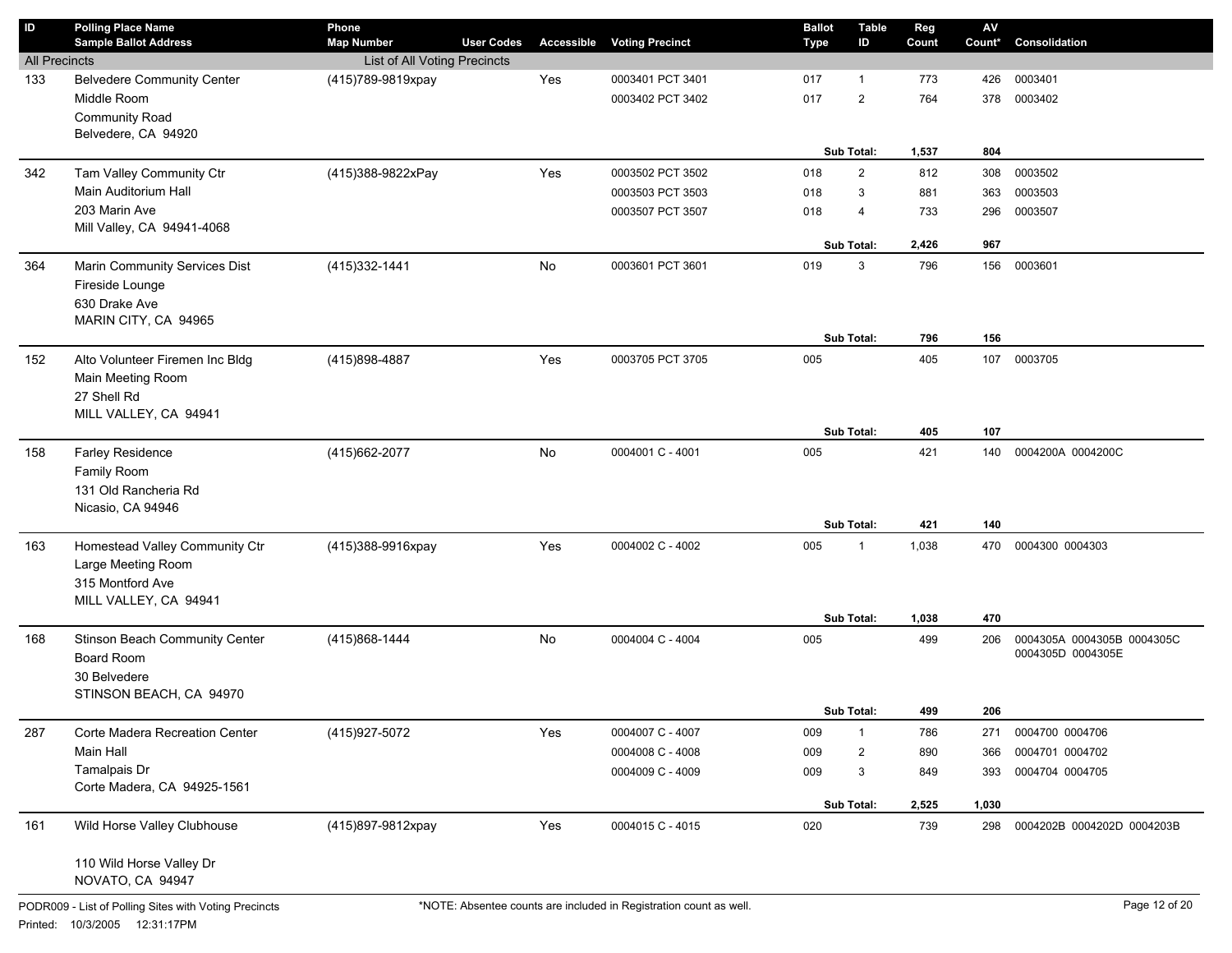| ID | Polling Place Name<br>Sample Ballot Address | Phone<br>Map Number | User Codes | Accessible | Voting Precinct | Ballot Type | Table ID | Reg Count | AV Count* | Consolidation |
|---|---|---|---|---|---|---|---|---|---|---|
| All Precincts | | List of All Voting Precincts | | | | | | | | |
| 133 | Belvedere Community Center<br>Middle Room<br>Community Road<br>Belvedere, CA 94920 | (415)789-9819xpay | | Yes | 0003401 PCT 3401 | 017 | 1 | 773 | 426 | 0003401 |
| | | | | | 0003402 PCT 3402 | 017 | 2 | 764 | 378 | 0003402 |
| | | | | | | | Sub Total: | 1,537 | 804 | |
| 342 | Tam Valley Community Ctr<br>Main Auditorium Hall<br>203 Marin Ave<br>Mill Valley, CA 94941-4068 | (415)388-9822xPay | | Yes | 0003502 PCT 3502 | 018 | 2 | 812 | 308 | 0003502 |
| | | | | | 0003503 PCT 3503 | 018 | 3 | 881 | 363 | 0003503 |
| | | | | | 0003507 PCT 3507 | 018 | 4 | 733 | 296 | 0003507 |
| | | | | | | | Sub Total: | 2,426 | 967 | |
| 364 | Marin Community Services Dist<br>Fireside Lounge<br>630 Drake Ave<br>MARIN CITY, CA 94965 | (415)332-1441 | | No | 0003601 PCT 3601 | 019 | 3 | 796 | 156 | 0003601 |
| | | | | | | | Sub Total: | 796 | 156 | |
| 152 | Alto Volunteer Firemen Inc Bldg<br>Main Meeting Room<br>27 Shell Rd<br>MILL VALLEY, CA 94941 | (415)898-4887 | | Yes | 0003705 PCT 3705 | 005 | | 405 | 107 | 0003705 |
| | | | | | | | Sub Total: | 405 | 107 | |
| 158 | Farley Residence<br>Family Room<br>131 Old Rancheria Rd<br>Nicasio, CA 94946 | (415)662-2077 | | No | 0004001 C - 4001 | 005 | | 421 | 140 | 0004200A 0004200C |
| | | | | | | | Sub Total: | 421 | 140 | |
| 163 | Homestead Valley Community Ctr<br>Large Meeting Room<br>315 Montford Ave<br>MILL VALLEY, CA 94941 | (415)388-9916xpay | | Yes | 0004002 C - 4002 | 005 | 1 | 1,038 | 470 | 0004300 0004303 |
| | | | | | | | Sub Total: | 1,038 | 470 | |
| 168 | Stinson Beach Community Center<br>Board Room<br>30 Belvedere<br>STINSON BEACH, CA 94970 | (415)868-1444 | | No | 0004004 C - 4004 | 005 | | 499 | 206 | 0004305A 0004305B 0004305C 0004305D 0004305E |
| | | | | | | | Sub Total: | 499 | 206 | |
| 287 | Corte Madera Recreation Center<br>Main Hall<br>Tamalpais Dr<br>Corte Madera, CA 94925-1561 | (415)927-5072 | | Yes | 0004007 C - 4007 | 009 | 1 | 786 | 271 | 0004700 0004706 |
| | | | | | 0004008 C - 4008 | 009 | 2 | 890 | 366 | 0004701 0004702 |
| | | | | | 0004009 C - 4009 | 009 | 3 | 849 | 393 | 0004704 0004705 |
| | | | | | | | Sub Total: | 2,525 | 1,030 | |
| 161 | Wild Horse Valley Clubhouse<br><br>110 Wild Horse Valley Dr<br>NOVATO, CA 94947 | (415)897-9812xpay | | Yes | 0004015 C - 4015 | 020 | | 739 | 298 | 0004202B 0004202D 0004203B |

PODR009 - List of Polling Sites with Voting Precincts

*NOTE: Absentee counts are included in Registration count as well.

Printed: 10/3/2005 12:31:17PM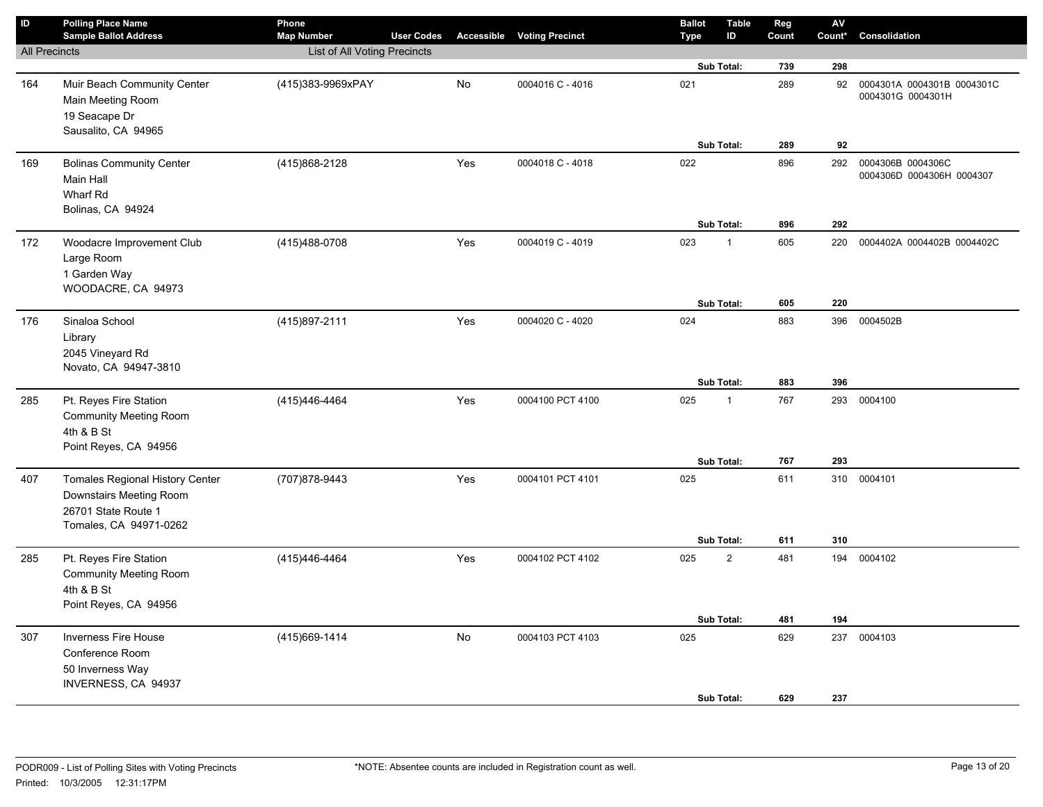| ID | Polling Place Name / Sample Ballot Address | Phone / Map Number | User Codes | Accessible | Voting Precinct | Ballot Type | Table ID | Reg Count | AV Count* | Consolidation |
|---|---|---|---|---|---|---|---|---|---|---|
| All Precincts | | List of All Voting Precincts | | | | | | | | |
| | | | | | | | Sub Total: | **739** | **298** | |
| 164 | Muir Beach Community Center<br>Main Meeting Room<br>19 Seacape Dr<br>Sausalito, CA 94965 | (415)383-9969xPAY | | No | 0004016 C - 4016 | 021 | | 289 | 92 | 0004301A 0004301B 0004301C 0004301G 0004301H |
| | | | | | | | Sub Total: | **289** | **92** | |
| 169 | Bolinas Community Center<br>Main Hall<br>Wharf Rd<br>Bolinas, CA 94924 | (415)868-2128 | | Yes | 0004018 C - 4018 | 022 | | 896 | 292 | 0004306B 0004306C 0004306D 0004306H 0004307 |
| | | | | | | | Sub Total: | **896** | **292** | |
| 172 | Woodacre Improvement Club<br>Large Room<br>1 Garden Way<br>WOODACRE, CA 94973 | (415)488-0708 | | Yes | 0004019 C - 4019 | 023 | 1 | 605 | 220 | 0004402A 0004402B 0004402C |
| | | | | | | | Sub Total: | **605** | **220** | |
| 176 | Sinaloa School<br>Library<br>2045 Vineyard Rd<br>Novato, CA 94947-3810 | (415)897-2111 | | Yes | 0004020 C - 4020 | 024 | | 883 | 396 | 0004502B |
| | | | | | | | Sub Total: | **883** | **396** | |
| 285 | Pt. Reyes Fire Station<br>Community Meeting Room<br>4th & B St<br>Point Reyes, CA 94956 | (415)446-4464 | | Yes | 0004100 PCT 4100 | 025 | 1 | 767 | 293 | 0004100 |
| | | | | | | | Sub Total: | **767** | **293** | |
| 407 | Tomales Regional History Center<br>Downstairs Meeting Room<br>26701 State Route 1<br>Tomales, CA 94971-0262 | (707)878-9443 | | Yes | 0004101 PCT 4101 | 025 | | 611 | 310 | 0004101 |
| | | | | | | | Sub Total: | **611** | **310** | |
| 285 | Pt. Reyes Fire Station<br>Community Meeting Room<br>4th & B St<br>Point Reyes, CA 94956 | (415)446-4464 | | Yes | 0004102 PCT 4102 | 025 | 2 | 481 | 194 | 0004102 |
| | | | | | | | Sub Total: | **481** | **194** | |
| 307 | Inverness Fire House<br>Conference Room<br>50 Inverness Way<br>INVERNESS, CA 94937 | (415)669-1414 | | No | 0004103 PCT 4103 | 025 | | 629 | 237 | 0004103 |
| | | | | | | | Sub Total: | **629** | **237** | |

PODR009 - List of Polling Sites with Voting Precincts
Printed: 10/3/2005 12:31:17PM

*NOTE: Absentee counts are included in Registration count as well.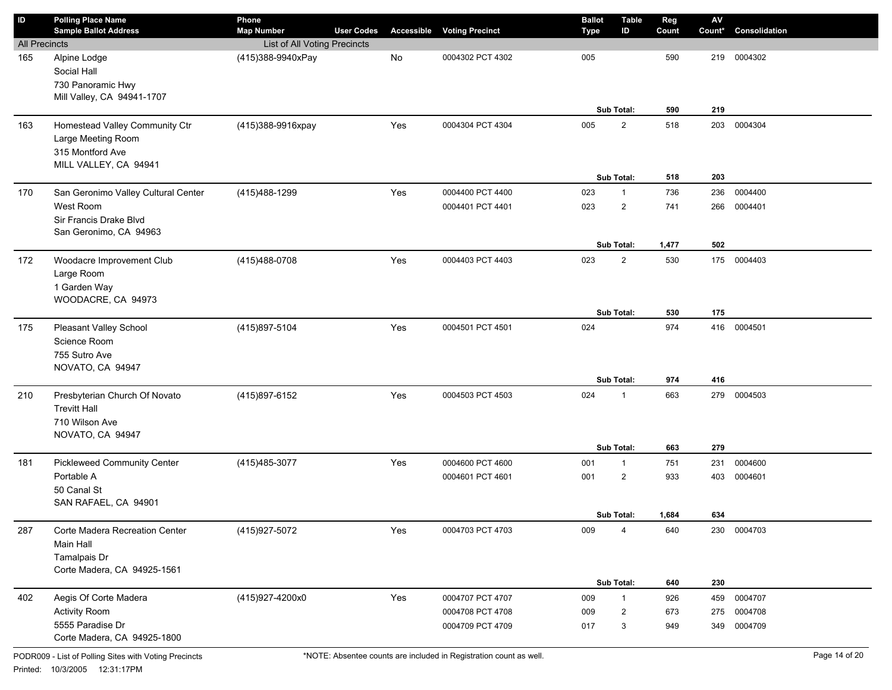| ID | Polling Place Name<br>Sample Ballot Address | Phone<br>Map Number | User Codes | Accessible | Voting Precinct | Ballot Type | Table ID | Reg Count | AV Count* | Consolidation |
|---|---|---|---|---|---|---|---|---|---|---|
| All Precincts | | List of All Voting Precincts | | | | | | | | |
| 165 | Alpine Lodge<br>Social Hall<br>730 Panoramic Hwy<br>Mill Valley, CA 94941-1707 | (415)388-9940xPay | | No | 0004302 PCT 4302 | 005 | | 590 | 219 | 0004302 |
| | | | | | | | **Sub Total:** | **590** | **219** | |
| 163 | Homestead Valley Community Ctr<br>Large Meeting Room<br>315 Montford Ave<br>MILL VALLEY, CA 94941 | (415)388-9916xpay | | Yes | 0004304 PCT 4304 | 005 | 2 | 518 | 203 | 0004304 |
| | | | | | | | **Sub Total:** | **518** | **203** | |
| 170 | San Geronimo Valley Cultural Center<br>West Room<br>Sir Francis Drake Blvd<br>San Geronimo, CA 94963 | (415)488-1299 | | Yes | 0004400 PCT 4400 | 023 | 1 | 736 | 236 | 0004400 |
| | | | | | 0004401 PCT 4401 | 023 | 2 | 741 | 266 | 0004401 |
| | | | | | | | **Sub Total:** | **1,477** | **502** | |
| 172 | Woodacre Improvement Club<br>Large Room<br>1 Garden Way<br>WOODACRE, CA 94973 | (415)488-0708 | | Yes | 0004403 PCT 4403 | 023 | 2 | 530 | 175 | 0004403 |
| | | | | | | | **Sub Total:** | **530** | **175** | |
| 175 | Pleasant Valley School<br>Science Room<br>755 Sutro Ave<br>NOVATO, CA 94947 | (415)897-5104 | | Yes | 0004501 PCT 4501 | 024 | | 974 | 416 | 0004501 |
| | | | | | | | **Sub Total:** | **974** | **416** | |
| 210 | Presbyterian Church Of Novato<br>Trevitt Hall<br>710 Wilson Ave<br>NOVATO, CA 94947 | (415)897-6152 | | Yes | 0004503 PCT 4503 | 024 | 1 | 663 | 279 | 0004503 |
| | | | | | | | **Sub Total:** | **663** | **279** | |
| 181 | Pickleweed Community Center<br>Portable A<br>50 Canal St<br>SAN RAFAEL, CA 94901 | (415)485-3077 | | Yes | 0004600 PCT 4600 | 001 | 1 | 751 | 231 | 0004600 |
| | | | | | 0004601 PCT 4601 | 001 | 2 | 933 | 403 | 0004601 |
| | | | | | | | **Sub Total:** | **1,684** | **634** | |
| 287 | Corte Madera Recreation Center<br>Main Hall<br>Tamalpais Dr<br>Corte Madera, CA 94925-1561 | (415)927-5072 | | Yes | 0004703 PCT 4703 | 009 | 4 | 640 | 230 | 0004703 |
| | | | | | | | **Sub Total:** | **640** | **230** | |
| 402 | Aegis Of Corte Madera<br>Activity Room<br>5555 Paradise Dr<br>Corte Madera, CA 94925-1800 | (415)927-4200x0 | | Yes | 0004707 PCT 4707 | 009 | 1 | 926 | 459 | 0004707 |
| | | | | | 0004708 PCT 4708 | 009 | 2 | 673 | 275 | 0004708 |
| | | | | | 0004709 PCT 4709 | 017 | 3 | 949 | 349 | 0004709 |

PODR009 - List of Polling Sites with Voting Precincts

Printed: 10/3/2005 12:31:17PM

*NOTE: Absentee counts are included in Registration count as well.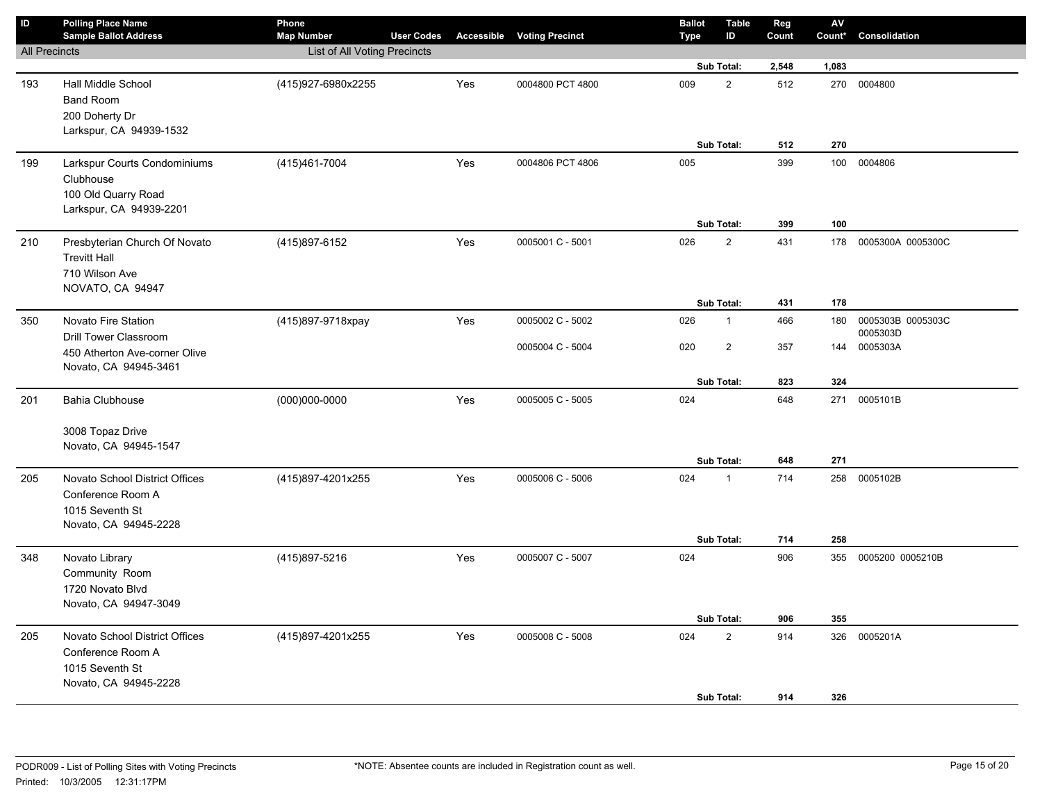| ID | Polling Place Name<br>Sample Ballot Address | Phone<br>Map Number | User Codes | Accessible | Voting Precinct | Ballot Type | Table ID | Reg Count | AV Count* | Consolidation |
|---|---|---|---|---|---|---|---|---|---|---|
| All Precincts | | List of All Voting Precincts | | | | | | | | |
| | | | | | | | **Sub Total:** | **2,548** | **1,083** | |
| 193 | Hall Middle School<br>Band Room<br>200 Doherty Dr<br>Larkspur, CA 94939-1532 | (415)927-6980x2255 | | Yes | 0004800 PCT 4800 | 009 | 2 | 512 | 270 | 0004800 |
| | | | | | | | **Sub Total:** | **512** | **270** | |
| 199 | Larkspur Courts Condominiums<br>Clubhouse<br>100 Old Quarry Road<br>Larkspur, CA 94939-2201 | (415)461-7004 | | Yes | 0004806 PCT 4806 | 005 | | 399 | 100 | 0004806 |
| | | | | | | | **Sub Total:** | **399** | **100** | |
| 210 | Presbyterian Church Of Novato<br>Trevitt Hall<br>710 Wilson Ave<br>NOVATO, CA 94947 | (415)897-6152 | | Yes | 0005001 C - 5001 | 026 | 2 | 431 | 178 | 0005300A 0005300C |
| | | | | | | | **Sub Total:** | **431** | **178** | |
| 350 | Novato Fire Station<br>Drill Tower Classroom<br>450 Atherton Ave-corner Olive<br>Novato, CA 94945-3461 | (415)897-9718xpay | | Yes | 0005002 C - 5002 | 026 | 1 | 466 | 180 | 0005303B 0005303C 0005303D |
| | | | | | 0005004 C - 5004 | 020 | 2 | 357 | 144 | 0005303A |
| | | | | | | | **Sub Total:** | **823** | **324** | |
| 201 | Bahia Clubhouse<br><br>3008 Topaz Drive<br>Novato, CA 94945-1547 | (000)000-0000 | | Yes | 0005005 C - 5005 | 024 | | 648 | 271 | 0005101B |
| | | | | | | | **Sub Total:** | **648** | **271** | |
| 205 | Novato School District Offices<br>Conference Room A<br>1015 Seventh St<br>Novato, CA 94945-2228 | (415)897-4201x255 | | Yes | 0005006 C - 5006 | 024 | 1 | 714 | 258 | 0005102B |
| | | | | | | | **Sub Total:** | **714** | **258** | |
| 348 | Novato Library<br>Community Room<br>1720 Novato Blvd<br>Novato, CA 94947-3049 | (415)897-5216 | | Yes | 0005007 C - 5007 | 024 | | 906 | 355 | 0005200 0005210B |
| | | | | | | | **Sub Total:** | **906** | **355** | |
| 205 | Novato School District Offices<br>Conference Room A<br>1015 Seventh St<br>Novato, CA 94945-2228 | (415)897-4201x255 | | Yes | 0005008 C - 5008 | 024 | 2 | 914 | 326 | 0005201A |
| | | | | | | | **Sub Total:** | **914** | **326** | |

PODR009 - List of Polling Sites with Voting Precincts
Printed: 10/3/2005 12:31:17PM

*NOTE: Absentee counts are included in Registration count as well.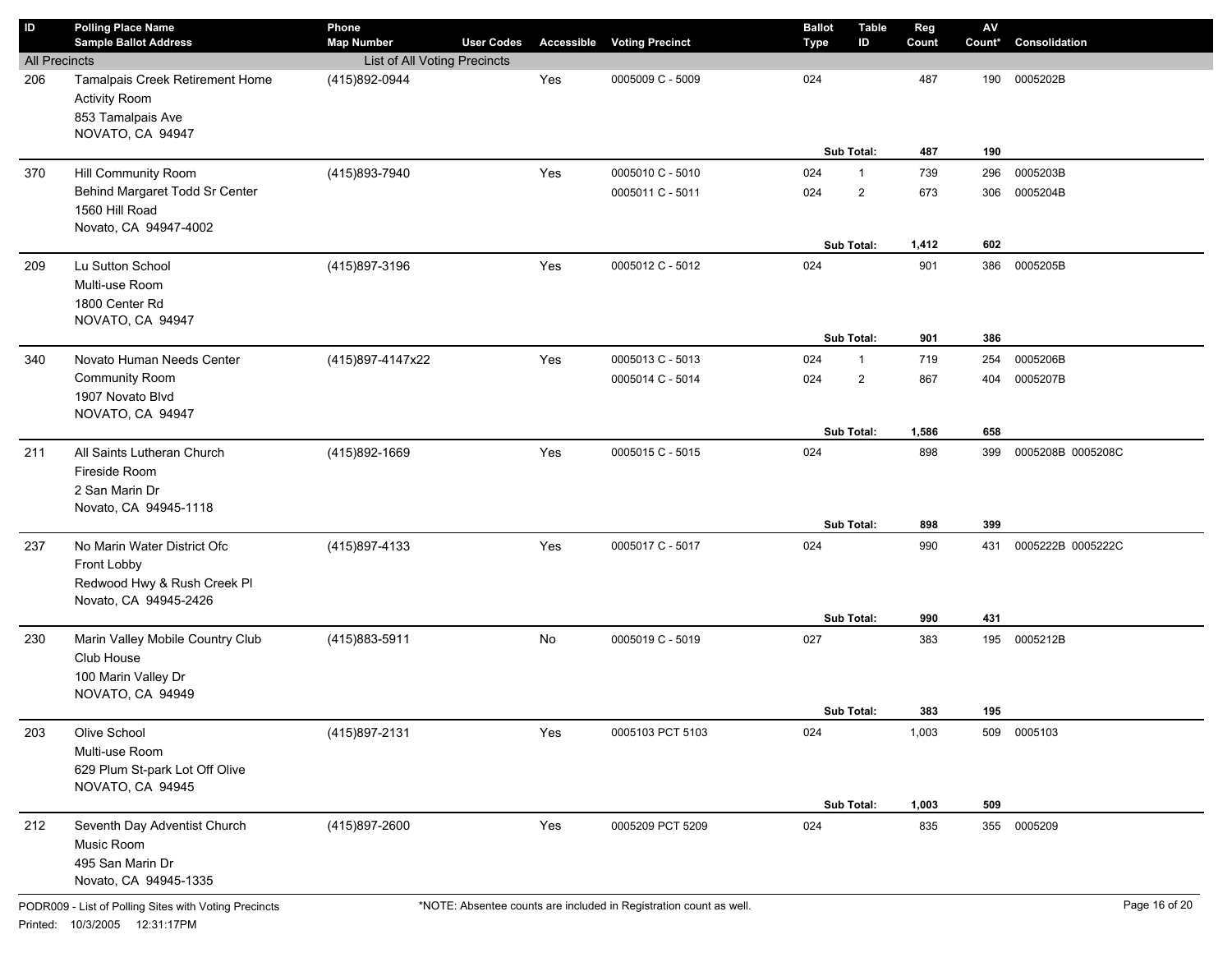| ID | Polling Place Name<br>Sample Ballot Address | Phone<br>Map Number | User Codes | Accessible | Voting Precinct | Ballot Type | Table ID | Reg Count | AV Count* | Consolidation |
|---|---|---|---|---|---|---|---|---|---|---|
| All Precincts | | List of All Voting Precincts | | | | | | | | |
| 206 | Tamalpais Creek Retirement Home<br>Activity Room<br>853 Tamalpais Ave<br>NOVATO, CA 94947 | (415)892-0944 | | Yes | 0005009 C - 5009 | 024 | | 487 | 190 | 0005202B |
| | | | | | | | **Sub Total:** | **487** | **190** | |
| 370 | Hill Community Room<br>Behind Margaret Todd Sr Center<br>1560 Hill Road<br>Novato, CA 94947-4002 | (415)893-7940 | | Yes | 0005010 C - 5010 | 024 | 1 | 739 | 296 | 0005203B |
| | | | | | 0005011 C - 5011 | 024 | 2 | 673 | 306 | 0005204B |
| | | | | | | | **Sub Total:** | **1,412** | **602** | |
| 209 | Lu Sutton School<br>Multi-use Room<br>1800 Center Rd<br>NOVATO, CA 94947 | (415)897-3196 | | Yes | 0005012 C - 5012 | 024 | | 901 | 386 | 0005205B |
| | | | | | | | **Sub Total:** | **901** | **386** | |
| 340 | Novato Human Needs Center<br>Community Room<br>1907 Novato Blvd<br>NOVATO, CA 94947 | (415)897-4147x22 | | Yes | 0005013 C - 5013 | 024 | 1 | 719 | 254 | 0005206B |
| | | | | | 0005014 C - 5014 | 024 | 2 | 867 | 404 | 0005207B |
| | | | | | | | **Sub Total:** | **1,586** | **658** | |
| 211 | All Saints Lutheran Church<br>Fireside Room<br>2 San Marin Dr<br>Novato, CA 94945-1118 | (415)892-1669 | | Yes | 0005015 C - 5015 | 024 | | 898 | 399 | 0005208B 0005208C |
| | | | | | | | **Sub Total:** | **898** | **399** | |
| 237 | No Marin Water District Ofc<br>Front Lobby<br>Redwood Hwy & Rush Creek Pl<br>Novato, CA 94945-2426 | (415)897-4133 | | Yes | 0005017 C - 5017 | 024 | | 990 | 431 | 0005222B 0005222C |
| | | | | | | | **Sub Total:** | **990** | **431** | |
| 230 | Marin Valley Mobile Country Club<br>Club House<br>100 Marin Valley Dr<br>NOVATO, CA 94949 | (415)883-5911 | | No | 0005019 C - 5019 | 027 | | 383 | 195 | 0005212B |
| | | | | | | | **Sub Total:** | **383** | **195** | |
| 203 | Olive School<br>Multi-use Room<br>629 Plum St-park Lot Off Olive<br>NOVATO, CA 94945 | (415)897-2131 | | Yes | 0005103 PCT 5103 | 024 | | 1,003 | 509 | 0005103 |
| | | | | | | | **Sub Total:** | **1,003** | **509** | |
| 212 | Seventh Day Adventist Church<br>Music Room<br>495 San Marin Dr<br>Novato, CA 94945-1335 | (415)897-2600 | | Yes | 0005209 PCT 5209 | 024 | | 835 | 355 | 0005209 |

PODR009 - List of Polling Sites with Voting Precincts

*NOTE: Absentee counts are included in Registration count as well.

Printed: 10/3/2005 12:31:17PM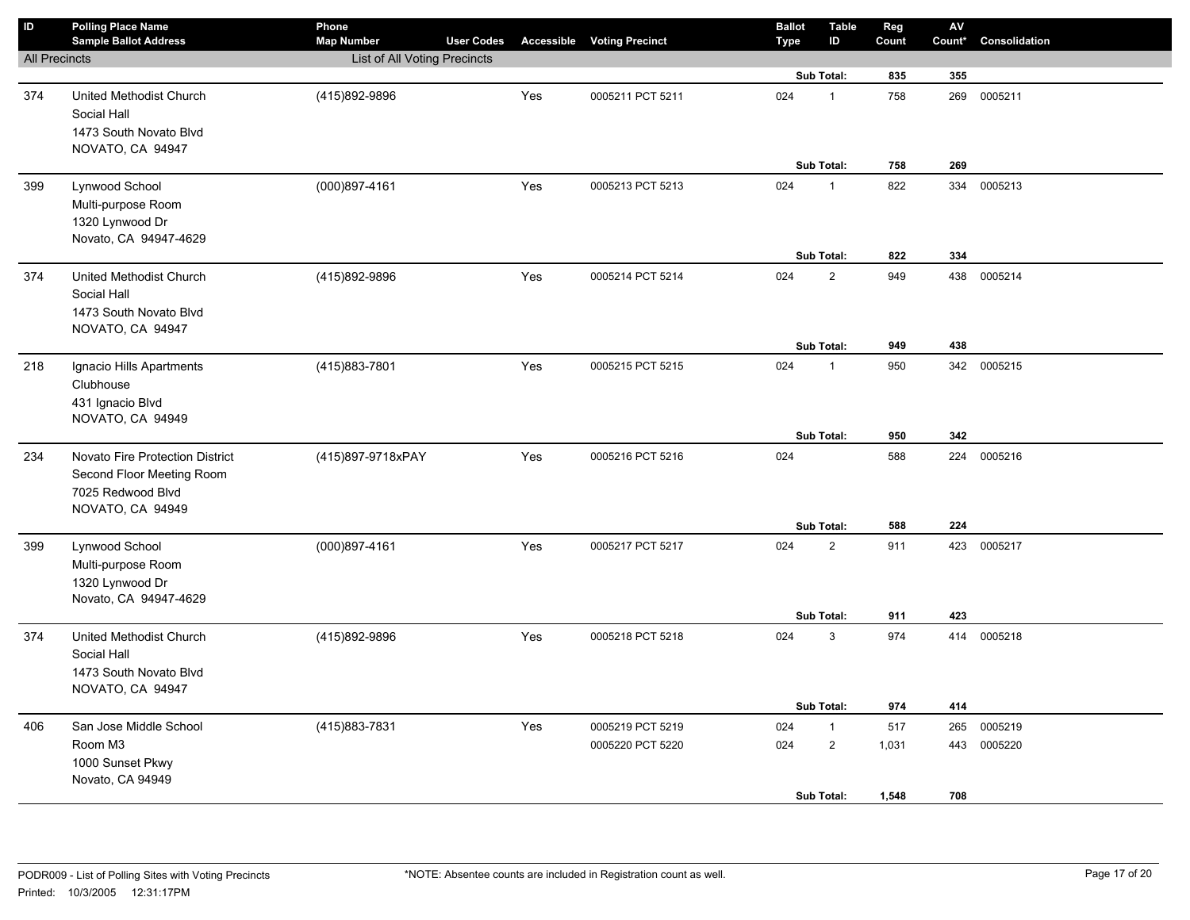| ID | Polling Place Name<br>Sample Ballot Address | Phone<br>Map Number | User Codes | Accessible | Voting Precinct | Ballot Type | Table ID | Reg Count | AV Count* | Consolidation |
|---|---|---|---|---|---|---|---|---|---|---|
| All Precincts | | List of All Voting Precincts | | | | | | | | |
| | | | | | | | Sub Total: | 835 | 355 | |
| 374 | United Methodist Church<br>Social Hall<br>1473 South Novato Blvd<br>NOVATO, CA 94947 | (415)892-9896 | | Yes | 0005211 PCT 5211 | 024 | 1 | 758 | 269 | 0005211 |
| | | | | | | | Sub Total: | 758 | 269 | |
| 399 | Lynwood School<br>Multi-purpose Room<br>1320 Lynwood Dr<br>Novato, CA 94947-4629 | (000)897-4161 | | Yes | 0005213 PCT 5213 | 024 | 1 | 822 | 334 | 0005213 |
| | | | | | | | Sub Total: | 822 | 334 | |
| 374 | United Methodist Church<br>Social Hall<br>1473 South Novato Blvd<br>NOVATO, CA 94947 | (415)892-9896 | | Yes | 0005214 PCT 5214 | 024 | 2 | 949 | 438 | 0005214 |
| | | | | | | | Sub Total: | 949 | 438 | |
| 218 | Ignacio Hills Apartments<br>Clubhouse<br>431 Ignacio Blvd<br>NOVATO, CA 94949 | (415)883-7801 | | Yes | 0005215 PCT 5215 | 024 | 1 | 950 | 342 | 0005215 |
| | | | | | | | Sub Total: | 950 | 342 | |
| 234 | Novato Fire Protection District<br>Second Floor Meeting Room<br>7025 Redwood Blvd<br>NOVATO, CA 94949 | (415)897-9718xPAY | | Yes | 0005216 PCT 5216 | 024 | | 588 | 224 | 0005216 |
| | | | | | | | Sub Total: | 588 | 224 | |
| 399 | Lynwood School<br>Multi-purpose Room<br>1320 Lynwood Dr<br>Novato, CA 94947-4629 | (000)897-4161 | | Yes | 0005217 PCT 5217 | 024 | 2 | 911 | 423 | 0005217 |
| | | | | | | | Sub Total: | 911 | 423 | |
| 374 | United Methodist Church<br>Social Hall<br>1473 South Novato Blvd<br>NOVATO, CA 94947 | (415)892-9896 | | Yes | 0005218 PCT 5218 | 024 | 3 | 974 | 414 | 0005218 |
| | | | | | | | Sub Total: | 974 | 414 | |
| 406 | San Jose Middle School<br>Room M3<br>1000 Sunset Pkwy<br>Novato, CA 94949 | (415)883-7831 | | Yes | 0005219 PCT 5219 | 024 | 1 | 517 | 265 | 0005219 |
| | | | | | 0005220 PCT 5220 | 024 | 2 | 1,031 | 443 | 0005220 |
| | | | | | | | Sub Total: | 1,548 | 708 | |

PODR009 - List of Polling Sites with Voting Precincts

Printed: 10/3/2005 12:31:17PM

*NOTE: Absentee counts are included in Registration count as well.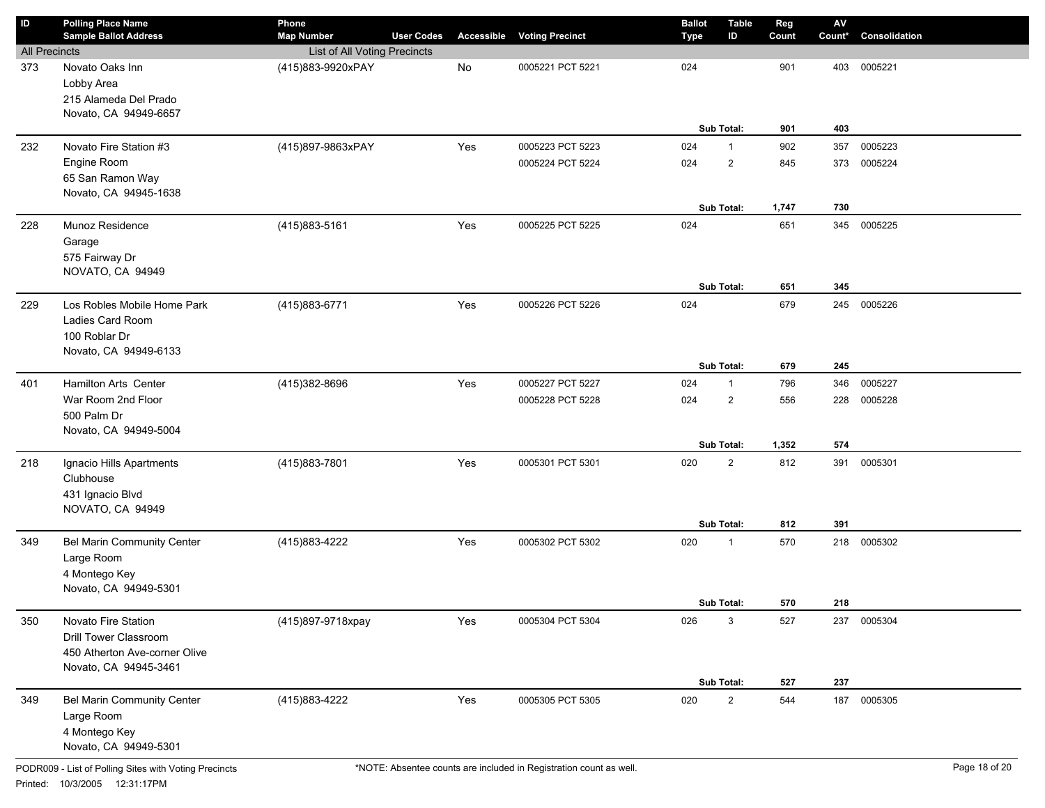| ID | Polling Place Name<br>Sample Ballot Address | Phone<br>Map Number | User Codes | Accessible | Voting Precinct | Ballot Type | Table ID | Reg Count | AV Count* | Consolidation |
|---|---|---|---|---|---|---|---|---|---|---|
| All Precincts | | List of All Voting Precincts | | | | | | | | |
| 373 | Novato Oaks Inn<br>Lobby Area<br>215 Alameda Del Prado<br>Novato, CA 94949-6657 | (415)883-9920xPAY | | No | 0005221 PCT 5221 | 024 | | 901 | 403 | 0005221 |
| | | | | | | | **Sub Total:** | **901** | **403** | |
| 232 | Novato Fire Station #3<br>Engine Room<br>65 San Ramon Way<br>Novato, CA 94945-1638 | (415)897-9863xPAY | | Yes | 0005223 PCT 5223 | 024 | 1 | 902 | 357 | 0005223 |
| | | | | | 0005224 PCT 5224 | 024 | 2 | 845 | 373 | 0005224 |
| | | | | | | | **Sub Total:** | **1,747** | **730** | |
| 228 | Munoz Residence<br>Garage<br>575 Fairway Dr<br>NOVATO, CA 94949 | (415)883-5161 | | Yes | 0005225 PCT 5225 | 024 | | 651 | 345 | 0005225 |
| | | | | | | | **Sub Total:** | **651** | **345** | |
| 229 | Los Robles Mobile Home Park<br>Ladies Card Room<br>100 Roblar Dr<br>Novato, CA 94949-6133 | (415)883-6771 | | Yes | 0005226 PCT 5226 | 024 | | 679 | 245 | 0005226 |
| | | | | | | | **Sub Total:** | **679** | **245** | |
| 401 | Hamilton Arts Center<br>War Room 2nd Floor<br>500 Palm Dr<br>Novato, CA 94949-5004 | (415)382-8696 | | Yes | 0005227 PCT 5227 | 024 | 1 | 796 | 346 | 0005227 |
| | | | | | 0005228 PCT 5228 | 024 | 2 | 556 | 228 | 0005228 |
| | | | | | | | **Sub Total:** | **1,352** | **574** | |
| 218 | Ignacio Hills Apartments<br>Clubhouse<br>431 Ignacio Blvd<br>NOVATO, CA 94949 | (415)883-7801 | | Yes | 0005301 PCT 5301 | 020 | 2 | 812 | 391 | 0005301 |
| | | | | | | | **Sub Total:** | **812** | **391** | |
| 349 | Bel Marin Community Center<br>Large Room<br>4 Montego Key<br>Novato, CA 94949-5301 | (415)883-4222 | | Yes | 0005302 PCT 5302 | 020 | 1 | 570 | 218 | 0005302 |
| | | | | | | | **Sub Total:** | **570** | **218** | |
| 350 | Novato Fire Station<br>Drill Tower Classroom<br>450 Atherton Ave-corner Olive<br>Novato, CA 94945-3461 | (415)897-9718xpay | | Yes | 0005304 PCT 5304 | 026 | 3 | 527 | 237 | 0005304 |
| | | | | | | | **Sub Total:** | **527** | **237** | |
| 349 | Bel Marin Community Center<br>Large Room<br>4 Montego Key<br>Novato, CA 94949-5301 | (415)883-4222 | | Yes | 0005305 PCT 5305 | 020 | 2 | 544 | 187 | 0005305 |

PODR009 - List of Polling Sites with Voting Precincts

Printed: 10/3/2005 12:31:17PM

*NOTE: Absentee counts are included in Registration count as well.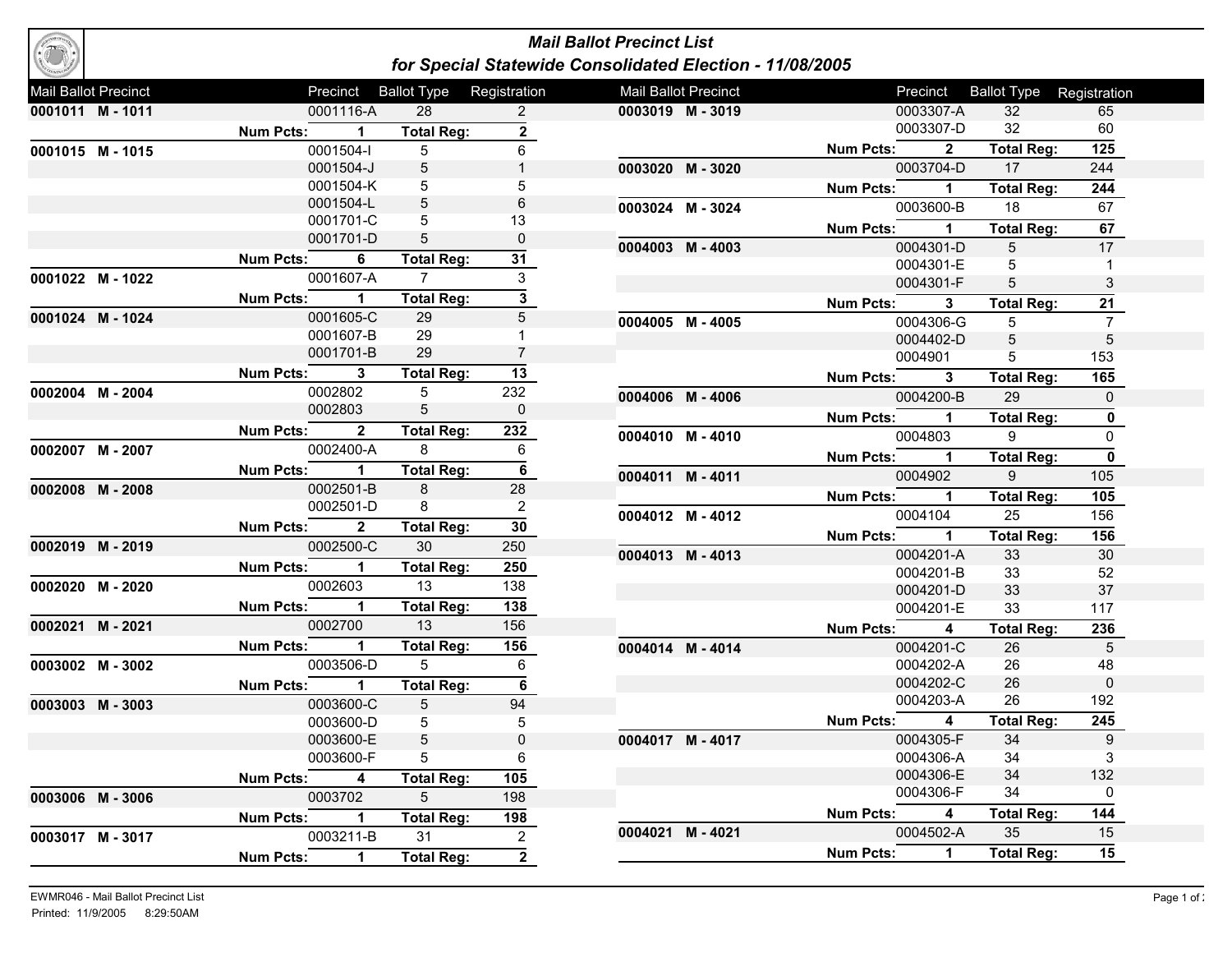# Mail Ballot Precinct List

## for Special Statewide Consolidated Election - 11/08/2005

| Mail Ballot Precinct | | Precinct | Ballot Type | Registration |
|---|---|---|---|---|
| 0001011 M - 1011 | | 0001116-A | 28 | 2 |
| | Num Pcts: | 1 | Total Reg: | 2 |
| 0001015 M - 1015 | | 0001504-I | 5 | 6 |
| | | 0001504-J | 5 | 1 |
| | | 0001504-K | 5 | 5 |
| | | 0001504-L | 5 | 6 |
| | | 0001701-C | 5 | 13 |
| | | 0001701-D | 5 | 0 |
| | Num Pcts: | 6 | Total Reg: | 31 |
| 0001022 M - 1022 | | 0001607-A | 7 | 3 |
| | Num Pcts: | 1 | Total Reg: | 3 |
| 0001024 M - 1024 | | 0001605-C | 29 | 5 |
| | | 0001607-B | 29 | 1 |
| | | 0001701-B | 29 | 7 |
| | Num Pcts: | 3 | Total Reg: | 13 |
| 0002004 M - 2004 | | 0002802 | 5 | 232 |
| | | 0002803 | 5 | 0 |
| | Num Pcts: | 2 | Total Reg: | 232 |
| 0002007 M - 2007 | | 0002400-A | 8 | 6 |
| | Num Pcts: | 1 | Total Reg: | 6 |
| 0002008 M - 2008 | | 0002501-B | 8 | 28 |
| | | 0002501-D | 8 | 2 |
| | Num Pcts: | 2 | Total Reg: | 30 |
| 0002019 M - 2019 | | 0002500-C | 30 | 250 |
| | Num Pcts: | 1 | Total Reg: | 250 |
| 0002020 M - 2020 | | 0002603 | 13 | 138 |
| | Num Pcts: | 1 | Total Reg: | 138 |
| 0002021 M - 2021 | | 0002700 | 13 | 156 |
| | Num Pcts: | 1 | Total Reg: | 156 |
| 0003002 M - 3002 | | 0003506-D | 5 | 6 |
| | Num Pcts: | 1 | Total Reg: | 6 |
| 0003003 M - 3003 | | 0003600-C | 5 | 94 |
| | | 0003600-D | 5 | 5 |
| | | 0003600-E | 5 | 0 |
| | | 0003600-F | 5 | 6 |
| | Num Pcts: | 4 | Total Reg: | 105 |
| 0003006 M - 3006 | | 0003702 | 5 | 198 |
| | Num Pcts: | 1 | Total Reg: | 198 |
| 0003017 M - 3017 | | 0003211-B | 31 | 2 |
| | Num Pcts: | 1 | Total Reg: | 2 |
| 0003019 M - 3019 | | 0003307-A | 32 | 65 |
| | | 0003307-D | 32 | 60 |
| | Num Pcts: | 2 | Total Reg: | 125 |
| 0003020 M - 3020 | | 0003704-D | 17 | 244 |
| | Num Pcts: | 1 | Total Reg: | 244 |
| 0003024 M - 3024 | | 0003600-B | 18 | 67 |
| | Num Pcts: | 1 | Total Reg: | 67 |
| 0004003 M - 4003 | | 0004301-D | 5 | 17 |
| | | 0004301-E | 5 | 1 |
| | | 0004301-F | 5 | 3 |
| | Num Pcts: | 3 | Total Reg: | 21 |
| 0004005 M - 4005 | | 0004306-G | 5 | 7 |
| | | 0004402-D | 5 | 5 |
| | | 0004901 | 5 | 153 |
| | Num Pcts: | 3 | Total Reg: | 165 |
| 0004006 M - 4006 | | 0004200-B | 29 | 0 |
| | Num Pcts: | 1 | Total Reg: | 0 |
| 0004010 M - 4010 | | 0004803 | 9 | 0 |
| | Num Pcts: | 1 | Total Reg: | 0 |
| 0004011 M - 4011 | | 0004902 | 9 | 105 |
| | Num Pcts: | 1 | Total Reg: | 105 |
| 0004012 M - 4012 | | 0004104 | 25 | 156 |
| | Num Pcts: | 1 | Total Reg: | 156 |
| 0004013 M - 4013 | | 0004201-A | 33 | 30 |
| | | 0004201-B | 33 | 52 |
| | | 0004201-D | 33 | 37 |
| | | 0004201-E | 33 | 117 |
| | Num Pcts: | 4 | Total Reg: | 236 |
| 0004014 M - 4014 | | 0004201-C | 26 | 5 |
| | | 0004202-A | 26 | 48 |
| | | 0004202-C | 26 | 0 |
| | | 0004203-A | 26 | 192 |
| | Num Pcts: | 4 | Total Reg: | 245 |
| 0004017 M - 4017 | | 0004305-F | 34 | 9 |
| | | 0004306-A | 34 | 3 |
| | | 0004306-E | 34 | 132 |
| | | 0004306-F | 34 | 0 |
| | Num Pcts: | 4 | Total Reg: | 144 |
| 0004021 M - 4021 | | 0004502-A | 35 | 15 |
| | Num Pcts: | 1 | Total Reg: | 15 |

EWMR046 - Mail Ballot Precinct List
Printed: 11/9/2005 8:29:50AM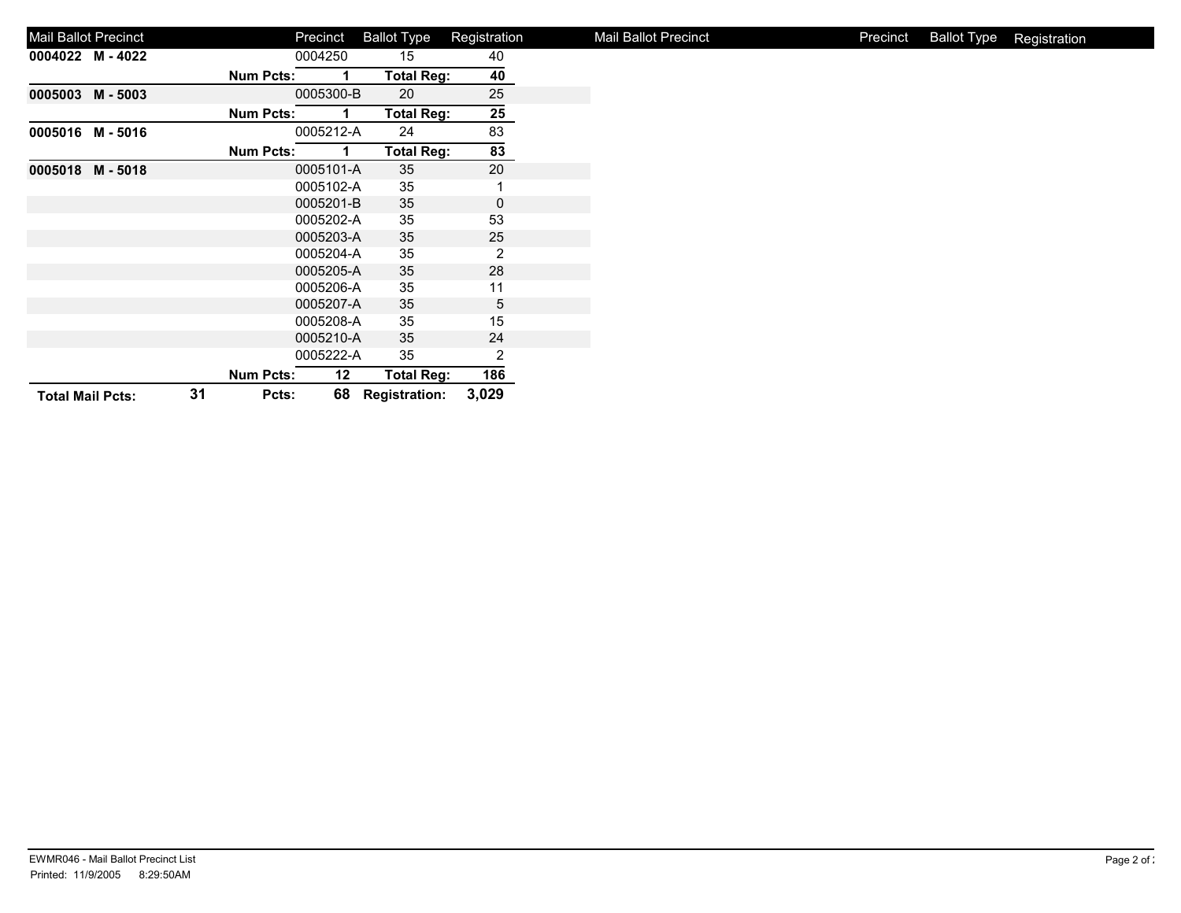| Mail Ballot Precinct | | Precinct | Ballot Type | Registration |
|---|---|---|---|---|
| **0004022 M - 4022** | | 0004250 | 15 | 40 |
| | **Num Pcts:** | **1** | **Total Reg:** | **40** |
| **0005003 M - 5003** | | 0005300-B | 20 | 25 |
| | **Num Pcts:** | **1** | **Total Reg:** | **25** |
| **0005016 M - 5016** | | 0005212-A | 24 | 83 |
| | **Num Pcts:** | **1** | **Total Reg:** | **83** |
| **0005018 M - 5018** | | 0005101-A | 35 | 20 |
| | | 0005102-A | 35 | 1 |
| | | 0005201-B | 35 | 0 |
| | | 0005202-A | 35 | 53 |
| | | 0005203-A | 35 | 25 |
| | | 0005204-A | 35 | 2 |
| | | 0005205-A | 35 | 28 |
| | | 0005206-A | 35 | 11 |
| | | 0005207-A | 35 | 5 |
| | | 0005208-A | 35 | 15 |
| | | 0005210-A | 35 | 24 |
| | | 0005222-A | 35 | 2 |
| | **Num Pcts:** | **12** | **Total Reg:** | **186** |
| **Total Mail Pcts: 31** | **Pcts:** | **68** | **Registration:** | **3,029** |

EWMR046 - Mail Ballot Precinct List

Printed: 11/9/2005 8:29:50AM